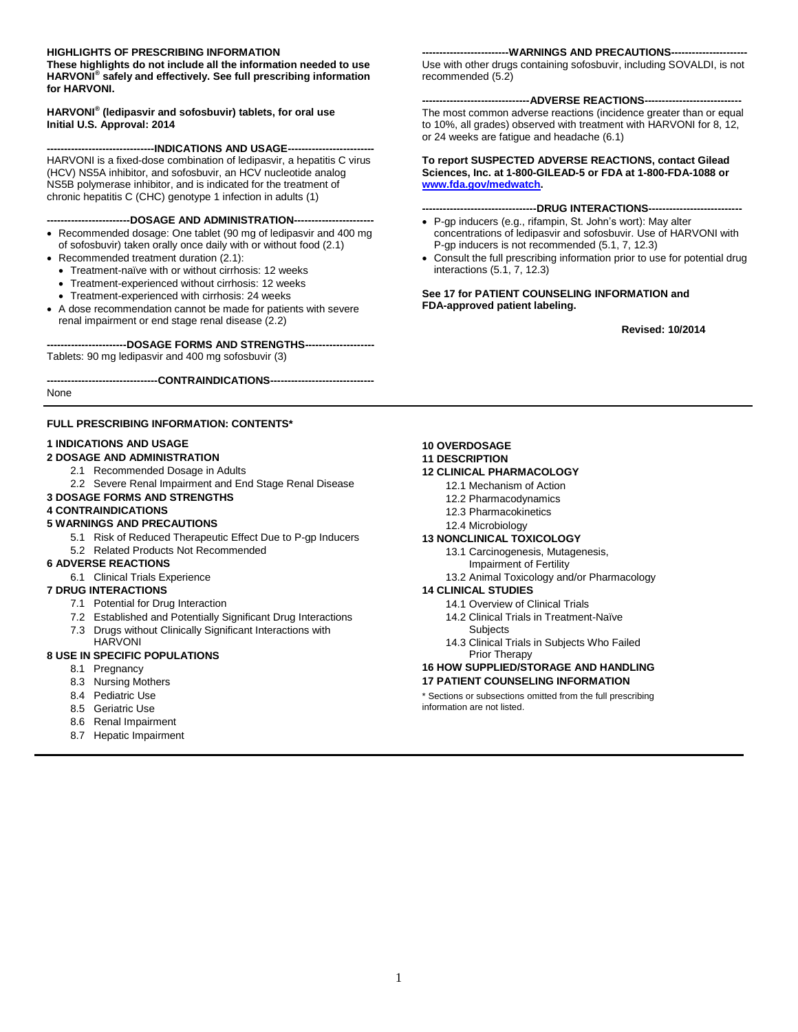**HIGHLIGHTS OF PRESCRIBING INFORMATION**

**These highlights do not include all the information needed to use HARVONI® safely and effectively. See full prescribing information for HARVONI.**

**HARVONI® (ledipasvir and sofosbuvir) tablets, for oral use**
**Initial U.S. Approval: 2014**

**----------INDICATIONS AND USAGE----------**

HARVONI is a fixed-dose combination of ledipasvir, a hepatitis C virus (HCV) NS5A inhibitor, and sofosbuvir, an HCV nucleotide analog NS5B polymerase inhibitor, and is indicated for the treatment of chronic hepatitis C (CHC) genotype 1 infection in adults (1)

**----------DOSAGE AND ADMINISTRATION----------**

- Recommended dosage: One tablet (90 mg of ledipasvir and 400 mg of sofosbuvir) taken orally once daily with or without food (2.1)
- Recommended treatment duration (2.1):
  - Treatment-naïve with or without cirrhosis: 12 weeks
  - Treatment-experienced without cirrhosis: 12 weeks
  - Treatment-experienced with cirrhosis: 24 weeks
- A dose recommendation cannot be made for patients with severe renal impairment or end stage renal disease (2.2)

**----------DOSAGE FORMS AND STRENGTHS----------**

Tablets: 90 mg ledipasvir and 400 mg sofosbuvir (3)

**----------CONTRAINDICATIONS----------**

None

**----------WARNINGS AND PRECAUTIONS----------**

Use with other drugs containing sofosbuvir, including SOVALDI, is not recommended (5.2)

**----------ADVERSE REACTIONS----------**

The most common adverse reactions (incidence greater than or equal to 10%, all grades) observed with treatment with HARVONI for 8, 12, or 24 weeks are fatigue and headache (6.1)

**To report SUSPECTED ADVERSE REACTIONS, contact Gilead Sciences, Inc. at 1-800-GILEAD-5 or FDA at 1-800-FDA-1088 or www.fda.gov/medwatch.**

**----------DRUG INTERACTIONS----------**

- P-gp inducers (e.g., rifampin, St. John's wort): May alter concentrations of ledipasvir and sofosbuvir. Use of HARVONI with P-gp inducers is not recommended (5.1, 7, 12.3)
- Consult the full prescribing information prior to use for potential drug interactions (5.1, 7, 12.3)

**See 17 for PATIENT COUNSELING INFORMATION and FDA-approved patient labeling.**

**Revised: 10/2014**

---

**FULL PRESCRIBING INFORMATION: CONTENTS***

**1 INDICATIONS AND USAGE**

**2 DOSAGE AND ADMINISTRATION**
- 2.1 Recommended Dosage in Adults
- 2.2 Severe Renal Impairment and End Stage Renal Disease

**3 DOSAGE FORMS AND STRENGTHS**

**4 CONTRAINDICATIONS**

**5 WARNINGS AND PRECAUTIONS**
- 5.1 Risk of Reduced Therapeutic Effect Due to P-gp Inducers
- 5.2 Related Products Not Recommended

**6 ADVERSE REACTIONS**
- 6.1 Clinical Trials Experience

**7 DRUG INTERACTIONS**
- 7.1 Potential for Drug Interaction
- 7.2 Established and Potentially Significant Drug Interactions
- 7.3 Drugs without Clinically Significant Interactions with HARVONI

**8 USE IN SPECIFIC POPULATIONS**
- 8.1 Pregnancy
- 8.3 Nursing Mothers
- 8.4 Pediatric Use
- 8.5 Geriatric Use
- 8.6 Renal Impairment
- 8.7 Hepatic Impairment

**10 OVERDOSAGE**

**11 DESCRIPTION**

**12 CLINICAL PHARMACOLOGY**
- 12.1 Mechanism of Action
- 12.2 Pharmacodynamics
- 12.3 Pharmacokinetics
- 12.4 Microbiology

**13 NONCLINICAL TOXICOLOGY**
- 13.1 Carcinogenesis, Mutagenesis, Impairment of Fertility
- 13.2 Animal Toxicology and/or Pharmacology

**14 CLINICAL STUDIES**
- 14.1 Overview of Clinical Trials
- 14.2 Clinical Trials in Treatment-Naïve Subjects
- 14.3 Clinical Trials in Subjects Who Failed Prior Therapy

**16 HOW SUPPLIED/STORAGE AND HANDLING**

**17 PATIENT COUNSELING INFORMATION**

* Sections or subsections omitted from the full prescribing information are not listed.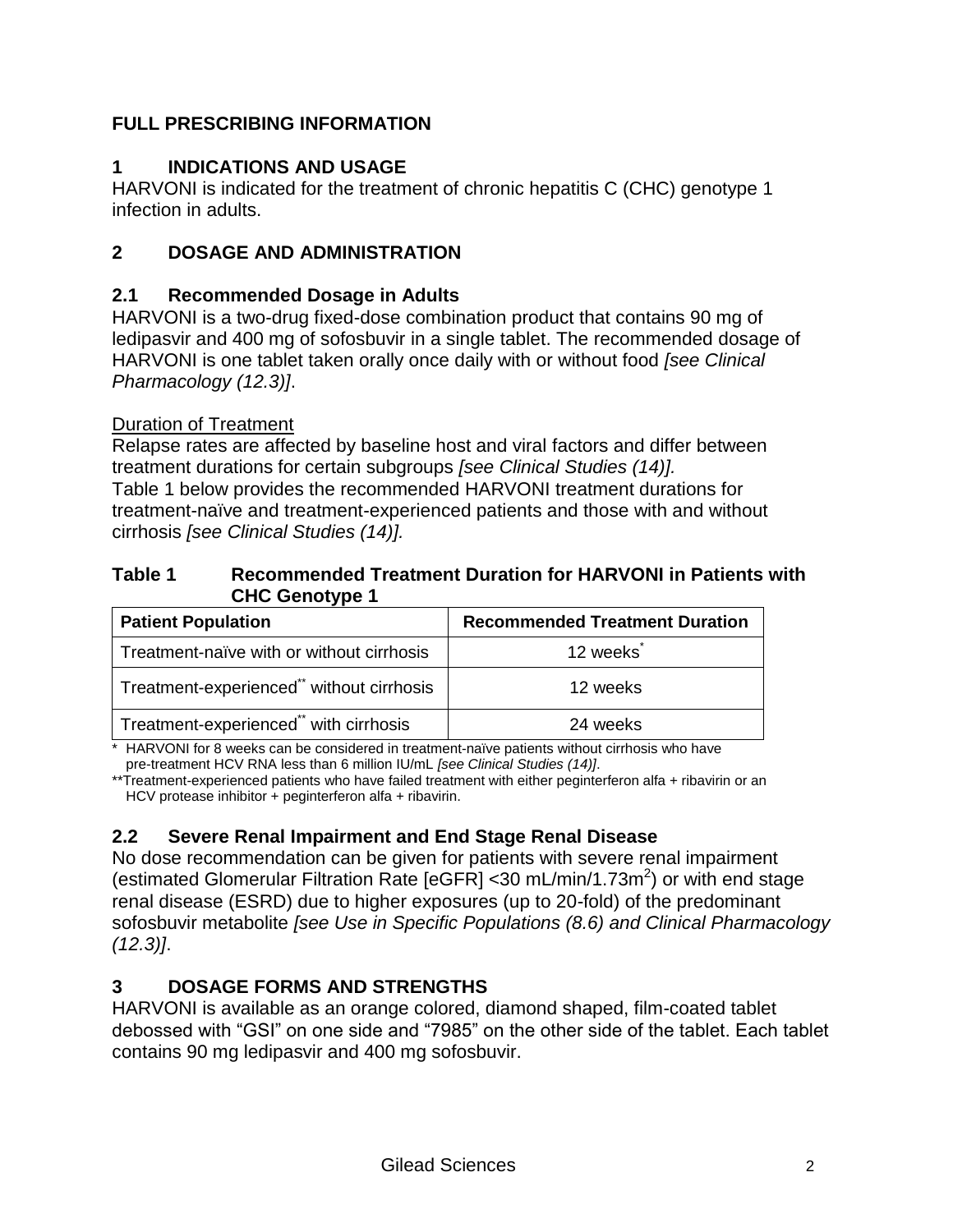# FULL PRESCRIBING INFORMATION

## 1 INDICATIONS AND USAGE

HARVONI is indicated for the treatment of chronic hepatitis C (CHC) genotype 1 infection in adults.

## 2 DOSAGE AND ADMINISTRATION

### 2.1 Recommended Dosage in Adults

HARVONI is a two-drug fixed-dose combination product that contains 90 mg of ledipasvir and 400 mg of sofosbuvir in a single tablet. The recommended dosage of HARVONI is one tablet taken orally once daily with or without food *[see Clinical Pharmacology (12.3)]*.

Duration of Treatment

Relapse rates are affected by baseline host and viral factors and differ between treatment durations for certain subgroups *[see Clinical Studies (14)].*
Table 1 below provides the recommended HARVONI treatment durations for treatment-naïve and treatment-experienced patients and those with and without cirrhosis *[see Clinical Studies (14)].*

**Table 1 Recommended Treatment Duration for HARVONI in Patients with CHC Genotype 1**

| Patient Population | Recommended Treatment Duration |
|---|---|
| Treatment-naïve with or without cirrhosis | 12 weeks* |
| Treatment-experienced** without cirrhosis | 12 weeks |
| Treatment-experienced** with cirrhosis | 24 weeks |

\* HARVONI for 8 weeks can be considered in treatment-naïve patients without cirrhosis who have pre-treatment HCV RNA less than 6 million IU/mL *[see Clinical Studies (14)]*.

**Treatment-experienced patients who have failed treatment with either peginterferon alfa + ribavirin or an HCV protease inhibitor + peginterferon alfa + ribavirin.

### 2.2 Severe Renal Impairment and End Stage Renal Disease

No dose recommendation can be given for patients with severe renal impairment (estimated Glomerular Filtration Rate [eGFR] <30 mL/min/1.73m$^2$) or with end stage renal disease (ESRD) due to higher exposures (up to 20-fold) of the predominant sofosbuvir metabolite *[see Use in Specific Populations (8.6) and Clinical Pharmacology (12.3)]*.

## 3 DOSAGE FORMS AND STRENGTHS

HARVONI is available as an orange colored, diamond shaped, film-coated tablet debossed with "GSI" on one side and "7985" on the other side of the tablet. Each tablet contains 90 mg ledipasvir and 400 mg sofosbuvir.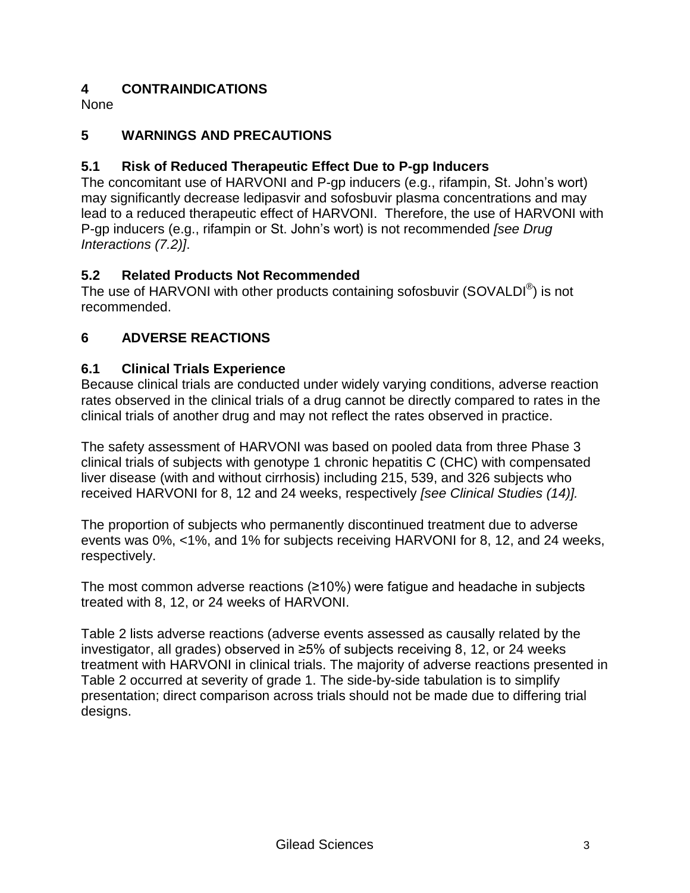## 4 CONTRAINDICATIONS

None

## 5 WARNINGS AND PRECAUTIONS

### 5.1 Risk of Reduced Therapeutic Effect Due to P-gp Inducers

The concomitant use of HARVONI and P-gp inducers (e.g., rifampin, St. John's wort) may significantly decrease ledipasvir and sofosbuvir plasma concentrations and may lead to a reduced therapeutic effect of HARVONI. Therefore, the use of HARVONI with P-gp inducers (e.g., rifampin or St. John's wort) is not recommended *[see Drug Interactions (7.2)]*.

### 5.2 Related Products Not Recommended

The use of HARVONI with other products containing sofosbuvir (SOVALDI®) is not recommended.

## 6 ADVERSE REACTIONS

### 6.1 Clinical Trials Experience

Because clinical trials are conducted under widely varying conditions, adverse reaction rates observed in the clinical trials of a drug cannot be directly compared to rates in the clinical trials of another drug and may not reflect the rates observed in practice.

The safety assessment of HARVONI was based on pooled data from three Phase 3 clinical trials of subjects with genotype 1 chronic hepatitis C (CHC) with compensated liver disease (with and without cirrhosis) including 215, 539, and 326 subjects who received HARVONI for 8, 12 and 24 weeks, respectively *[see Clinical Studies (14)].*

The proportion of subjects who permanently discontinued treatment due to adverse events was 0%, <1%, and 1% for subjects receiving HARVONI for 8, 12, and 24 weeks, respectively.

The most common adverse reactions (≥10%) were fatigue and headache in subjects treated with 8, 12, or 24 weeks of HARVONI.

Table 2 lists adverse reactions (adverse events assessed as causally related by the investigator, all grades) observed in ≥5% of subjects receiving 8, 12, or 24 weeks treatment with HARVONI in clinical trials. The majority of adverse reactions presented in Table 2 occurred at severity of grade 1. The side-by-side tabulation is to simplify presentation; direct comparison across trials should not be made due to differing trial designs.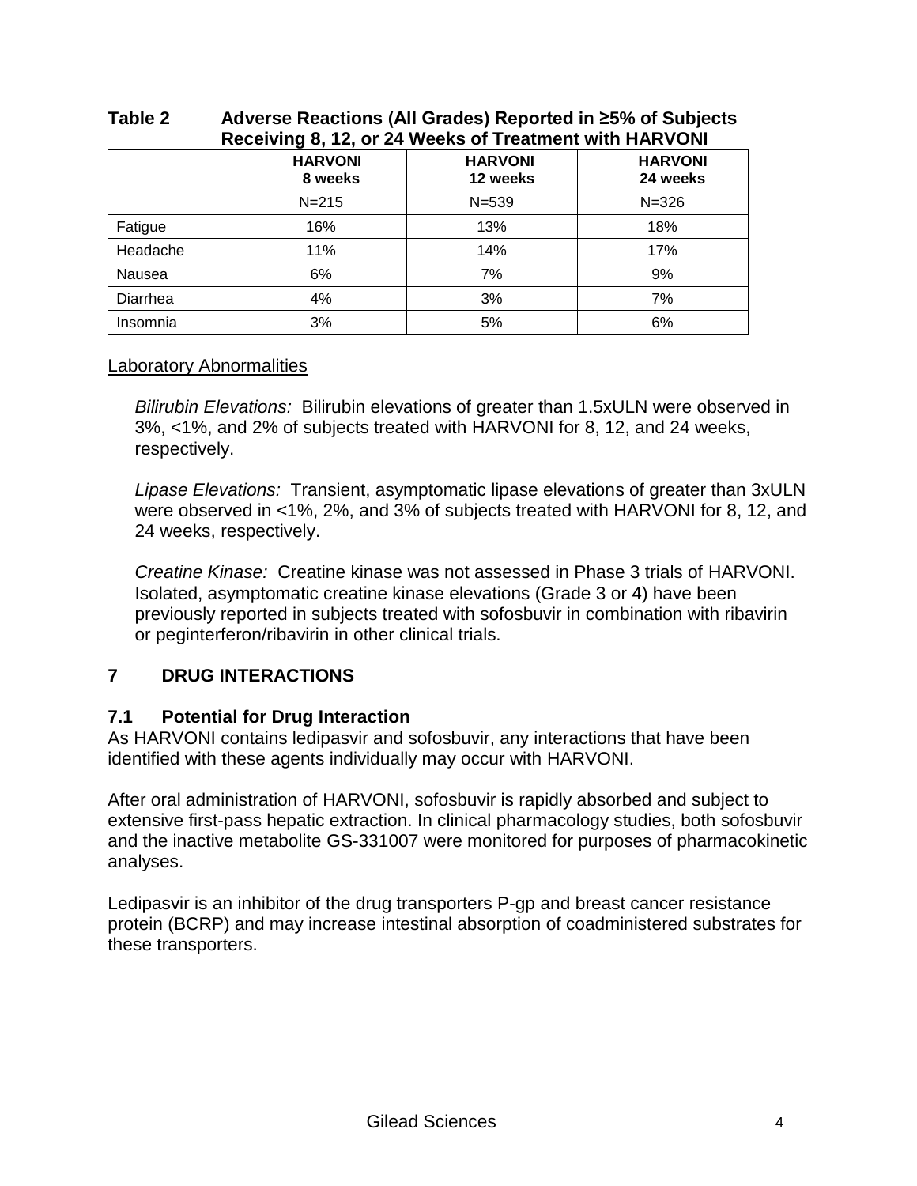**Table 2 Adverse Reactions (All Grades) Reported in ≥5% of Subjects Receiving 8, 12, or 24 Weeks of Treatment with HARVONI**

| | **HARVONI 8 weeks** | **HARVONI 12 weeks** | **HARVONI 24 weeks** |
|---|---|---|---|
| | N=215 | N=539 | N=326 |
| Fatigue | 16% | 13% | 18% |
| Headache | 11% | 14% | 17% |
| Nausea | 6% | 7% | 9% |
| Diarrhea | 4% | 3% | 7% |
| Insomnia | 3% | 5% | 6% |

Laboratory Abnormalities

*Bilirubin Elevations:* Bilirubin elevations of greater than 1.5xULN were observed in 3%, <1%, and 2% of subjects treated with HARVONI for 8, 12, and 24 weeks, respectively.

*Lipase Elevations:* Transient, asymptomatic lipase elevations of greater than 3xULN were observed in <1%, 2%, and 3% of subjects treated with HARVONI for 8, 12, and 24 weeks, respectively.

*Creatine Kinase:* Creatine kinase was not assessed in Phase 3 trials of HARVONI. Isolated, asymptomatic creatine kinase elevations (Grade 3 or 4) have been previously reported in subjects treated with sofosbuvir in combination with ribavirin or peginterferon/ribavirin in other clinical trials.

## 7 DRUG INTERACTIONS

### 7.1 Potential for Drug Interaction

As HARVONI contains ledipasvir and sofosbuvir, any interactions that have been identified with these agents individually may occur with HARVONI.

After oral administration of HARVONI, sofosbuvir is rapidly absorbed and subject to extensive first-pass hepatic extraction. In clinical pharmacology studies, both sofosbuvir and the inactive metabolite GS-331007 were monitored for purposes of pharmacokinetic analyses.

Ledipasvir is an inhibitor of the drug transporters P-gp and breast cancer resistance protein (BCRP) and may increase intestinal absorption of coadministered substrates for these transporters.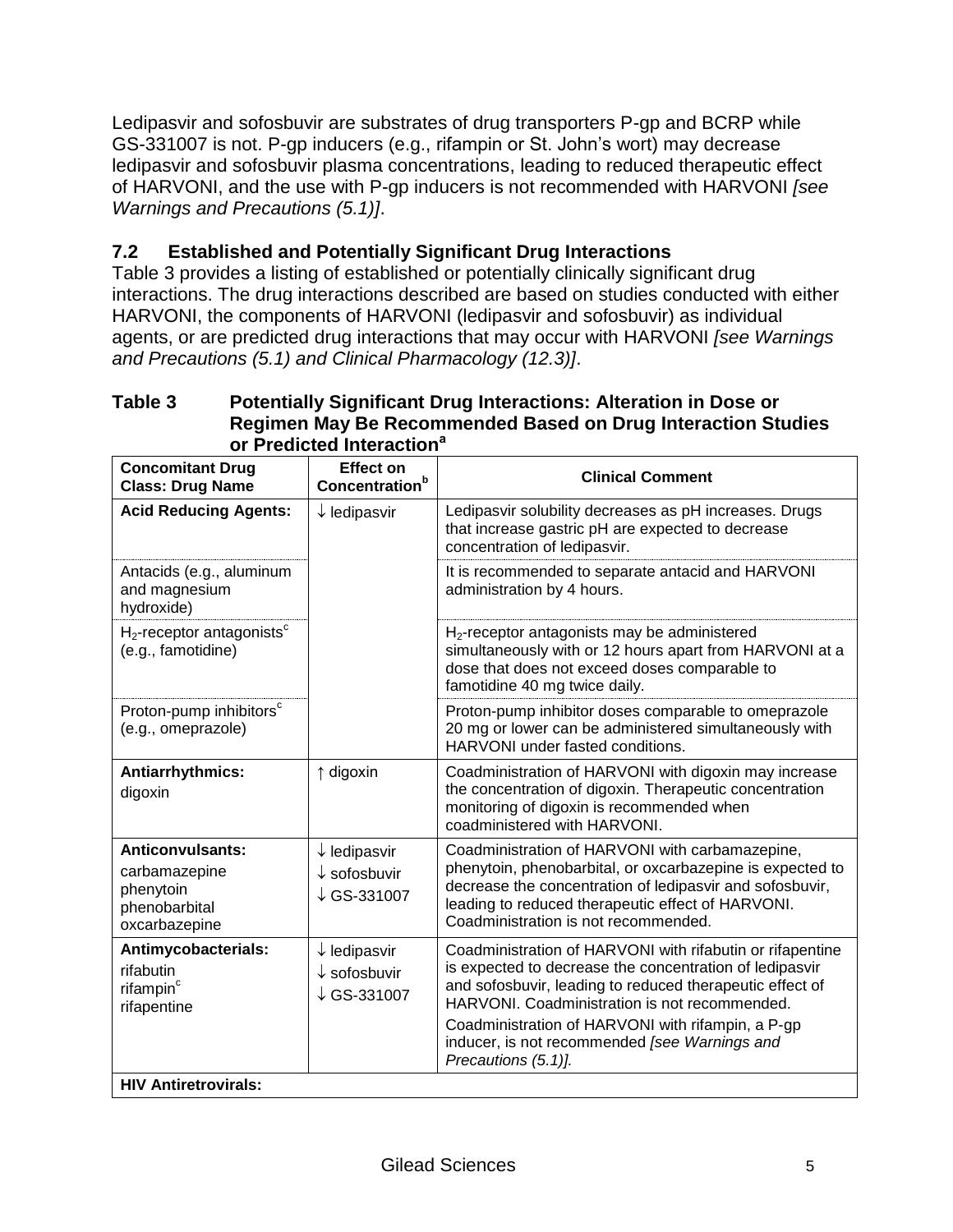Ledipasvir and sofosbuvir are substrates of drug transporters P-gp and BCRP while GS-331007 is not. P-gp inducers (e.g., rifampin or St. John's wort) may decrease ledipasvir and sofosbuvir plasma concentrations, leading to reduced therapeutic effect of HARVONI, and the use with P-gp inducers is not recommended with HARVONI *[see Warnings and Precautions (5.1)]*.

### 7.2 Established and Potentially Significant Drug Interactions

Table 3 provides a listing of established or potentially clinically significant drug interactions. The drug interactions described are based on studies conducted with either HARVONI, the components of HARVONI (ledipasvir and sofosbuvir) as individual agents, or are predicted drug interactions that may occur with HARVONI *[see Warnings and Precautions (5.1) and Clinical Pharmacology (12.3)]*.

**Table 3 Potentially Significant Drug Interactions: Alteration in Dose or Regimen May Be Recommended Based on Drug Interaction Studies or Predicted Interaction[a]**

| Concomitant Drug Class: Drug Name | Effect on Concentration[b] | Clinical Comment |
|---|---|---|
| **Acid Reducing Agents:** | ↓ ledipasvir | Ledipasvir solubility decreases as pH increases. Drugs that increase gastric pH are expected to decrease concentration of ledipasvir. |
| Antacids (e.g., aluminum and magnesium hydroxide) | | It is recommended to separate antacid and HARVONI administration by 4 hours. |
| $H_2$-receptor antagonists[c] (e.g., famotidine) | | $H_2$-receptor antagonists may be administered simultaneously with or 12 hours apart from HARVONI at a dose that does not exceed doses comparable to famotidine 40 mg twice daily. |
| Proton-pump inhibitors[c] (e.g., omeprazole) | | Proton-pump inhibitor doses comparable to omeprazole 20 mg or lower can be administered simultaneously with HARVONI under fasted conditions. |
| **Antiarrhythmics:** digoxin | ↑ digoxin | Coadministration of HARVONI with digoxin may increase the concentration of digoxin. Therapeutic concentration monitoring of digoxin is recommended when coadministered with HARVONI. |
| **Anticonvulsants:** carbamazepine phenytoin phenobarbital oxcarbazepine | ↓ ledipasvir ↓ sofosbuvir ↓ GS-331007 | Coadministration of HARVONI with carbamazepine, phenytoin, phenobarbital, or oxcarbazepine is expected to decrease the concentration of ledipasvir and sofosbuvir, leading to reduced therapeutic effect of HARVONI. Coadministration is not recommended. |
| **Antimycobacterials:** rifabutin rifampin[c] rifapentine | ↓ ledipasvir ↓ sofosbuvir ↓ GS-331007 | Coadministration of HARVONI with rifabutin or rifapentine is expected to decrease the concentration of ledipasvir and sofosbuvir, leading to reduced therapeutic effect of HARVONI. Coadministration is not recommended. Coadministration of HARVONI with rifampin, a P-gp inducer, is not recommended *[see Warnings and Precautions (5.1)].* |
| **HIV Antiretrovirals:** | | |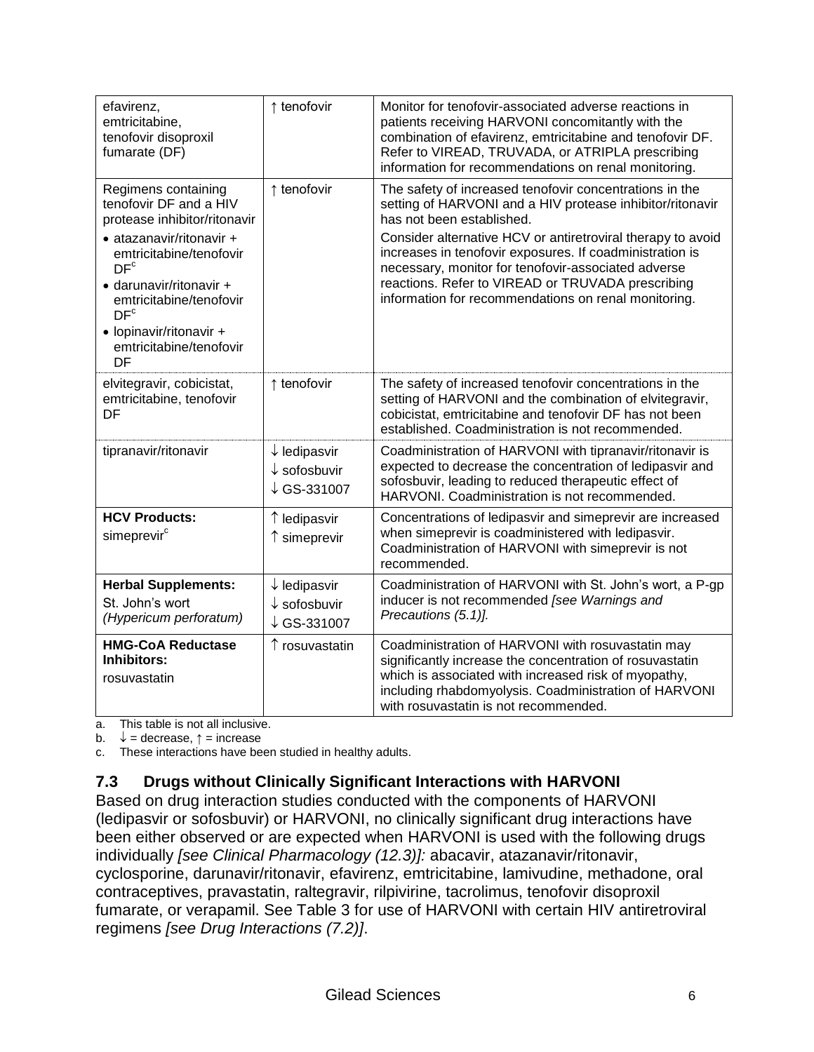| efavirenz, emtricitabine, tenofovir disoproxil fumarate (DF) | ↑ tenofovir | Monitor for tenofovir-associated adverse reactions in patients receiving HARVONI concomitantly with the combination of efavirenz, emtricitabine and tenofovir DF. Refer to VIREAD, TRUVADA, or ATRIPLA prescribing information for recommendations on renal monitoring. |
|---|---|---|
| Regimens containing tenofovir DF and a HIV protease inhibitor/ritonavir<br>• atazanavir/ritonavir + emtricitabine/tenofovir DF[c]<br>• darunavir/ritonavir + emtricitabine/tenofovir DF[c]<br>• lopinavir/ritonavir + emtricitabine/tenofovir DF | ↑ tenofovir | The safety of increased tenofovir concentrations in the setting of HARVONI and a HIV protease inhibitor/ritonavir has not been established.<br>Consider alternative HCV or antiretroviral therapy to avoid increases in tenofovir exposures. If coadministration is necessary, monitor for tenofovir-associated adverse reactions. Refer to VIREAD or TRUVADA prescribing information for recommendations on renal monitoring. |
| elvitegravir, cobicistat, emtricitabine, tenofovir DF | ↑ tenofovir | The safety of increased tenofovir concentrations in the setting of HARVONI and the combination of elvitegravir, cobicistat, emtricitabine and tenofovir DF has not been established. Coadministration is not recommended. |
| tipranavir/ritonavir | ↓ ledipasvir<br>↓ sofosbuvir<br>↓ GS-331007 | Coadministration of HARVONI with tipranavir/ritonavir is expected to decrease the concentration of ledipasvir and sofosbuvir, leading to reduced therapeutic effect of HARVONI. Coadministration is not recommended. |
| **HCV Products:**<br>simeprevir[c] | ↑ ledipasvir<br>↑ simeprevir | Concentrations of ledipasvir and simeprevir are increased when simeprevir is coadministered with ledipasvir. Coadministration of HARVONI with simeprevir is not recommended. |
| **Herbal Supplements:**<br>St. John's wort *(Hypericum perforatum)* | ↓ ledipasvir<br>↓ sofosbuvir<br>↓ GS-331007 | Coadministration of HARVONI with St. John's wort, a P-gp inducer is not recommended *[see Warnings and Precautions (5.1)].* |
| **HMG-CoA Reductase Inhibitors:**<br>rosuvastatin | ↑ rosuvastatin | Coadministration of HARVONI with rosuvastatin may significantly increase the concentration of rosuvastatin which is associated with increased risk of myopathy, including rhabdomyolysis. Coadministration of HARVONI with rosuvastatin is not recommended. |

a. This table is not all inclusive.
b. ↓ = decrease, ↑ = increase
c. These interactions have been studied in healthy adults.

## 7.3 Drugs without Clinically Significant Interactions with HARVONI

Based on drug interaction studies conducted with the components of HARVONI (ledipasvir or sofosbuvir) or HARVONI, no clinically significant drug interactions have been either observed or are expected when HARVONI is used with the following drugs individually *[see Clinical Pharmacology (12.3)]:* abacavir, atazanavir/ritonavir, cyclosporine, darunavir/ritonavir, efavirenz, emtricitabine, lamivudine, methadone, oral contraceptives, pravastatin, raltegravir, rilpivirine, tacrolimus, tenofovir disoproxil fumarate, or verapamil. See Table 3 for use of HARVONI with certain HIV antiretroviral regimens *[see Drug Interactions (7.2)]*.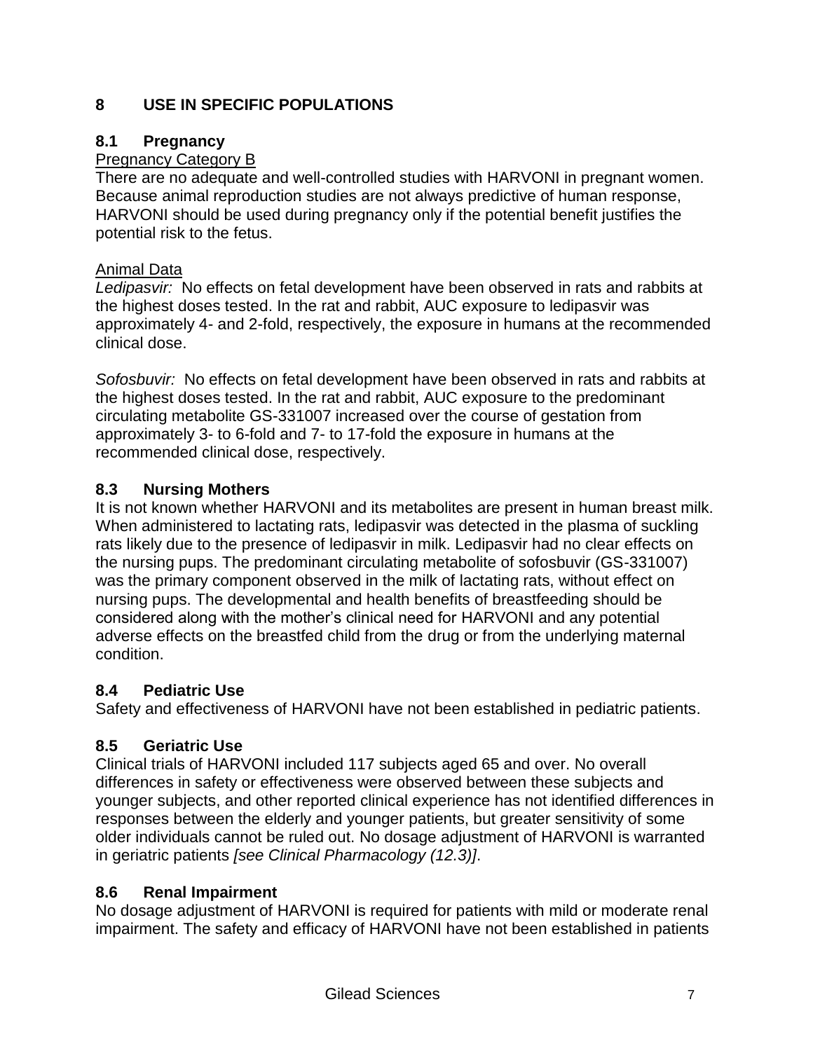# 8 USE IN SPECIFIC POPULATIONS

## 8.1 Pregnancy

Pregnancy Category B

There are no adequate and well-controlled studies with HARVONI in pregnant women. Because animal reproduction studies are not always predictive of human response, HARVONI should be used during pregnancy only if the potential benefit justifies the potential risk to the fetus.

Animal Data

*Ledipasvir:* No effects on fetal development have been observed in rats and rabbits at the highest doses tested. In the rat and rabbit, AUC exposure to ledipasvir was approximately 4- and 2-fold, respectively, the exposure in humans at the recommended clinical dose.

*Sofosbuvir:* No effects on fetal development have been observed in rats and rabbits at the highest doses tested. In the rat and rabbit, AUC exposure to the predominant circulating metabolite GS-331007 increased over the course of gestation from approximately 3- to 6-fold and 7- to 17-fold the exposure in humans at the recommended clinical dose, respectively.

## 8.3 Nursing Mothers

It is not known whether HARVONI and its metabolites are present in human breast milk. When administered to lactating rats, ledipasvir was detected in the plasma of suckling rats likely due to the presence of ledipasvir in milk. Ledipasvir had no clear effects on the nursing pups. The predominant circulating metabolite of sofosbuvir (GS-331007) was the primary component observed in the milk of lactating rats, without effect on nursing pups. The developmental and health benefits of breastfeeding should be considered along with the mother's clinical need for HARVONI and any potential adverse effects on the breastfed child from the drug or from the underlying maternal condition.

## 8.4 Pediatric Use

Safety and effectiveness of HARVONI have not been established in pediatric patients.

## 8.5 Geriatric Use

Clinical trials of HARVONI included 117 subjects aged 65 and over. No overall differences in safety or effectiveness were observed between these subjects and younger subjects, and other reported clinical experience has not identified differences in responses between the elderly and younger patients, but greater sensitivity of some older individuals cannot be ruled out. No dosage adjustment of HARVONI is warranted in geriatric patients *[see Clinical Pharmacology (12.3)]*.

## 8.6 Renal Impairment

No dosage adjustment of HARVONI is required for patients with mild or moderate renal impairment. The safety and efficacy of HARVONI have not been established in patients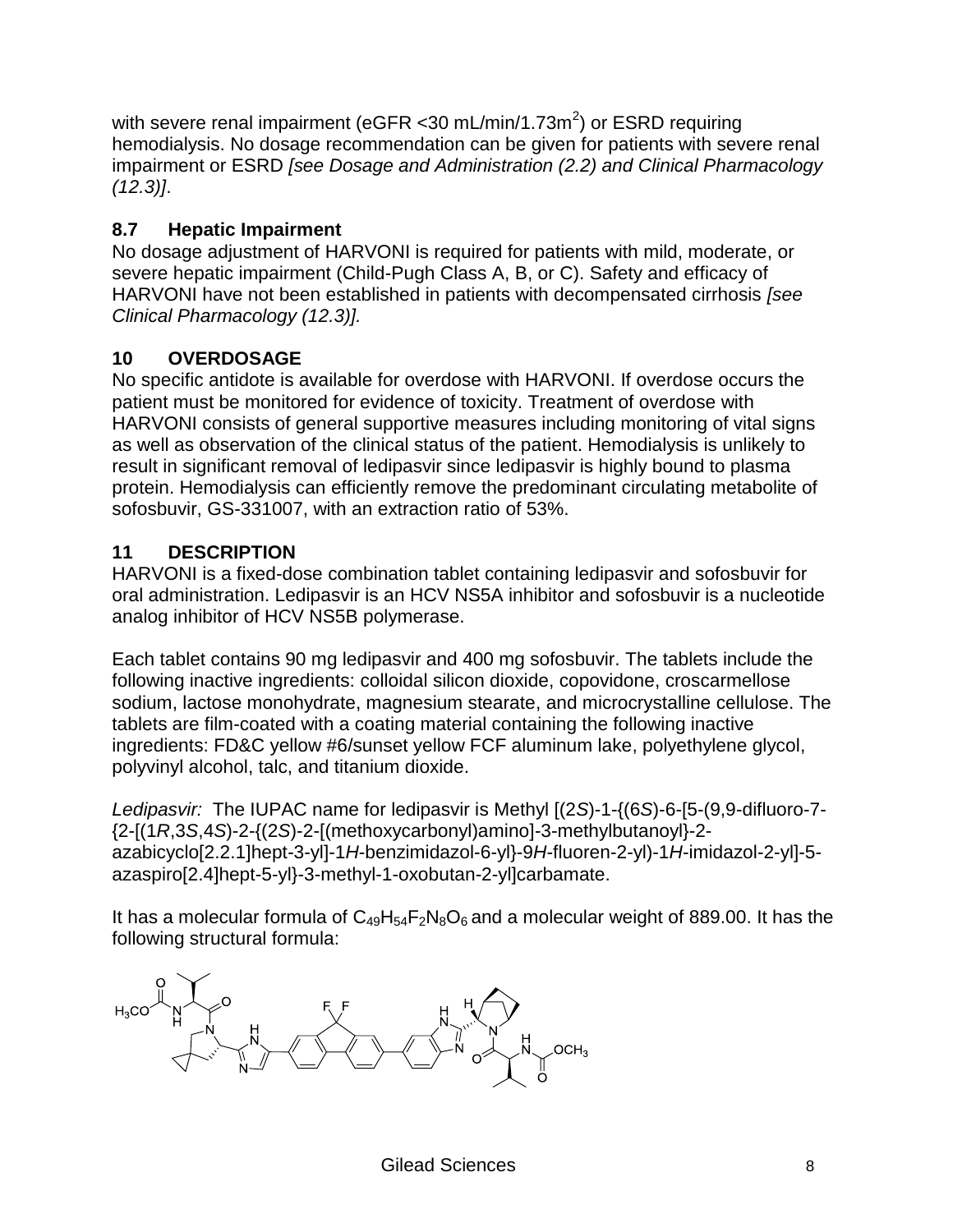with severe renal impairment (eGFR <30 mL/min/1.73m$^2$) or ESRD requiring hemodialysis. No dosage recommendation can be given for patients with severe renal impairment or ESRD *[see Dosage and Administration (2.2) and Clinical Pharmacology (12.3)]*.

### 8.7 Hepatic Impairment

No dosage adjustment of HARVONI is required for patients with mild, moderate, or severe hepatic impairment (Child-Pugh Class A, B, or C). Safety and efficacy of HARVONI have not been established in patients with decompensated cirrhosis *[see Clinical Pharmacology (12.3)].*

## 10 OVERDOSAGE

No specific antidote is available for overdose with HARVONI. If overdose occurs the patient must be monitored for evidence of toxicity. Treatment of overdose with HARVONI consists of general supportive measures including monitoring of vital signs as well as observation of the clinical status of the patient. Hemodialysis is unlikely to result in significant removal of ledipasvir since ledipasvir is highly bound to plasma protein. Hemodialysis can efficiently remove the predominant circulating metabolite of sofosbuvir, GS-331007, with an extraction ratio of 53%.

## 11 DESCRIPTION

HARVONI is a fixed-dose combination tablet containing ledipasvir and sofosbuvir for oral administration. Ledipasvir is an HCV NS5A inhibitor and sofosbuvir is a nucleotide analog inhibitor of HCV NS5B polymerase.

Each tablet contains 90 mg ledipasvir and 400 mg sofosbuvir. The tablets include the following inactive ingredients: colloidal silicon dioxide, copovidone, croscarmellose sodium, lactose monohydrate, magnesium stearate, and microcrystalline cellulose. The tablets are film-coated with a coating material containing the following inactive ingredients: FD&C yellow #6/sunset yellow FCF aluminum lake, polyethylene glycol, polyvinyl alcohol, talc, and titanium dioxide.

*Ledipasvir:* The IUPAC name for ledipasvir is Methyl [(2*S*)-1-{(6*S*)-6-[5-(9,9-difluoro-7-{2-[(1*R*,3*S*,4*S*)-2-{(2*S*)-2-[(methoxycarbonyl)amino]-3-methylbutanoyl}-2-azabicyclo[2.2.1]hept-3-yl]-1*H*-benzimidazol-6-yl}-9*H*-fluoren-2-yl)-1*H*-imidazol-2-yl]-5-azaspiro[2.4]hept-5-yl}-3-methyl-1-oxobutan-2-yl]carbamate.

It has a molecular formula of $C_{49}H_{54}F_2N_8O_6$ and a molecular weight of 889.00. It has the following structural formula: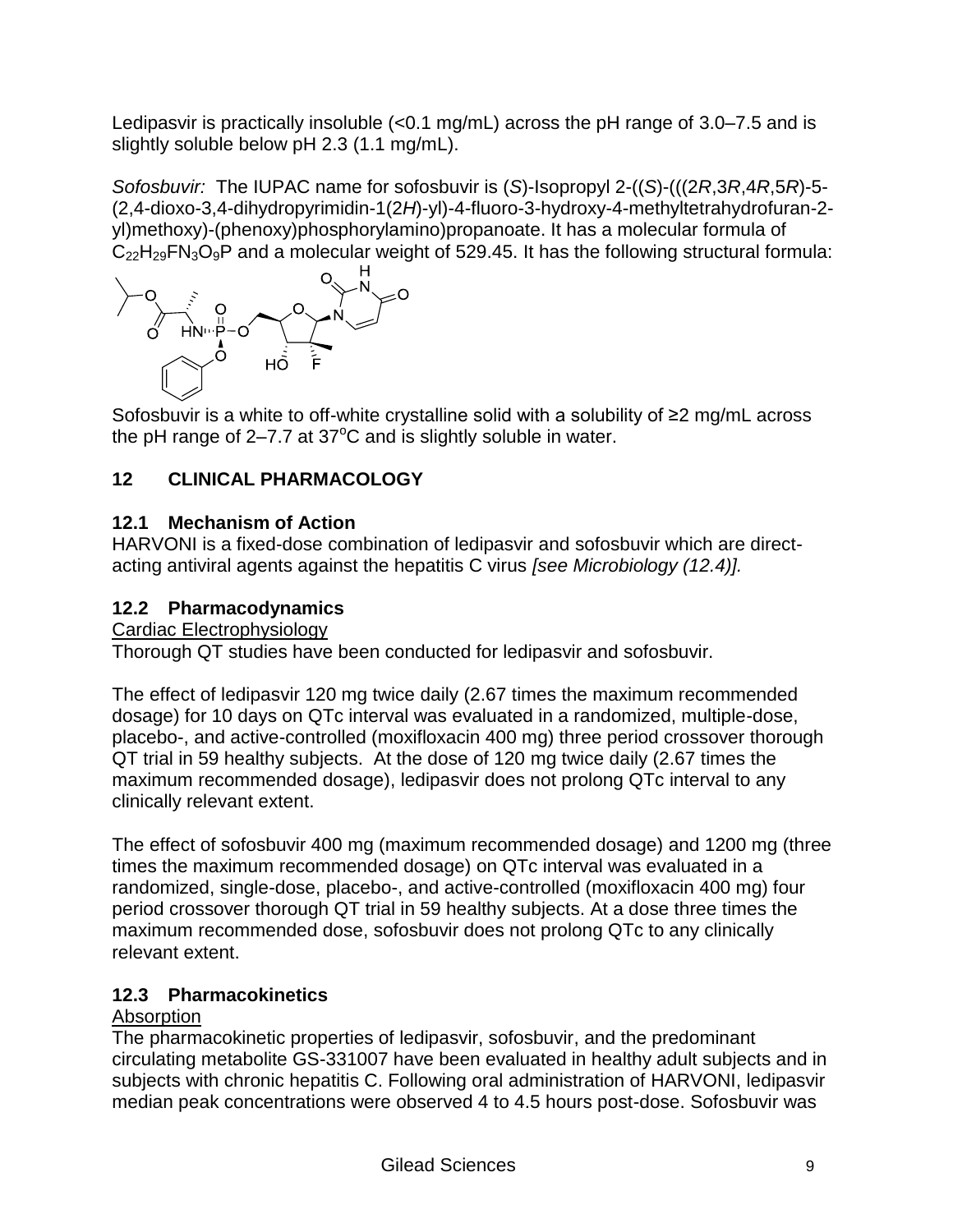Ledipasvir is practically insoluble (<0.1 mg/mL) across the pH range of 3.0–7.5 and is slightly soluble below pH 2.3 (1.1 mg/mL).

*Sofosbuvir:* The IUPAC name for sofosbuvir is (*S*)-Isopropyl 2-((*S*)-(((2*R*,3*R*,4*R*,5*R*)-5-(2,4-dioxo-3,4-dihydropyrimidin-1(2*H*)-yl)-4-fluoro-3-hydroxy-4-methyltetrahydrofuran-2-yl)methoxy)-(phenoxy)phosphorylamino)propanoate. It has a molecular formula of $C_{22}H_{29}FN_3O_9P$ and a molecular weight of 529.45. It has the following structural formula:

Sofosbuvir is a white to off-white crystalline solid with a solubility of ≥2 mg/mL across the pH range of 2–7.7 at 37°C and is slightly soluble in water.

## 12 CLINICAL PHARMACOLOGY

### 12.1 Mechanism of Action

HARVONI is a fixed-dose combination of ledipasvir and sofosbuvir which are direct-acting antiviral agents against the hepatitis C virus *[see Microbiology (12.4)].*

### 12.2 Pharmacodynamics

Cardiac Electrophysiology

Thorough QT studies have been conducted for ledipasvir and sofosbuvir.

The effect of ledipasvir 120 mg twice daily (2.67 times the maximum recommended dosage) for 10 days on QTc interval was evaluated in a randomized, multiple-dose, placebo-, and active-controlled (moxifloxacin 400 mg) three period crossover thorough QT trial in 59 healthy subjects. At the dose of 120 mg twice daily (2.67 times the maximum recommended dosage), ledipasvir does not prolong QTc interval to any clinically relevant extent.

The effect of sofosbuvir 400 mg (maximum recommended dosage) and 1200 mg (three times the maximum recommended dosage) on QTc interval was evaluated in a randomized, single-dose, placebo-, and active-controlled (moxifloxacin 400 mg) four period crossover thorough QT trial in 59 healthy subjects. At a dose three times the maximum recommended dose, sofosbuvir does not prolong QTc to any clinically relevant extent.

### 12.3 Pharmacokinetics

Absorption

The pharmacokinetic properties of ledipasvir, sofosbuvir, and the predominant circulating metabolite GS-331007 have been evaluated in healthy adult subjects and in subjects with chronic hepatitis C. Following oral administration of HARVONI, ledipasvir median peak concentrations were observed 4 to 4.5 hours post-dose. Sofosbuvir was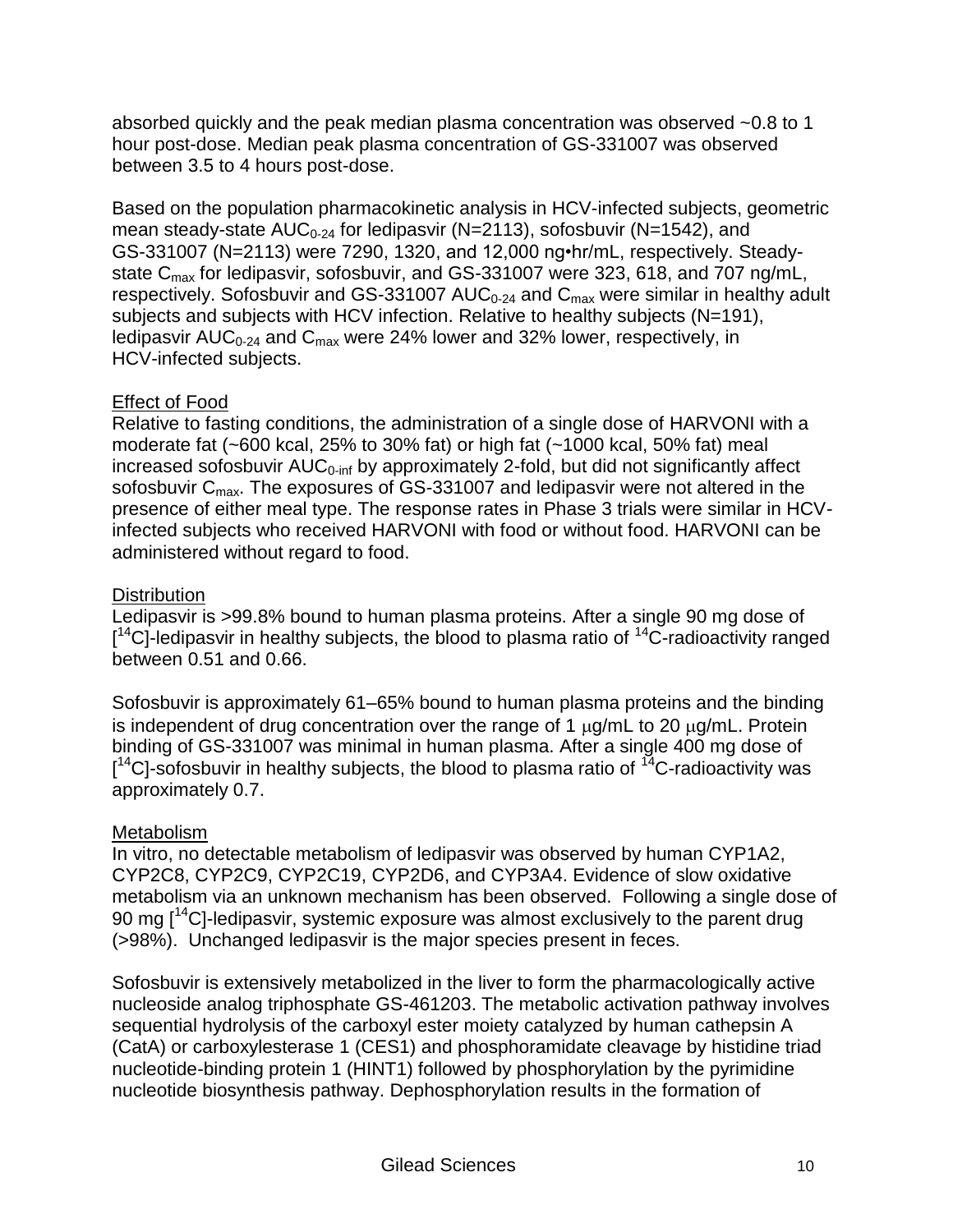absorbed quickly and the peak median plasma concentration was observed ~0.8 to 1 hour post-dose. Median peak plasma concentration of GS-331007 was observed between 3.5 to 4 hours post-dose.

Based on the population pharmacokinetic analysis in HCV-infected subjects, geometric mean steady-state $AUC_{0-24}$ for ledipasvir (N=2113), sofosbuvir (N=1542), and GS-331007 (N=2113) were 7290, 1320, and 12,000 ng•hr/mL, respectively. Steady-state $C_{max}$ for ledipasvir, sofosbuvir, and GS-331007 were 323, 618, and 707 ng/mL, respectively. Sofosbuvir and GS-331007 $AUC_{0-24}$ and $C_{max}$ were similar in healthy adult subjects and subjects with HCV infection. Relative to healthy subjects (N=191), ledipasvir $AUC_{0-24}$ and $C_{max}$ were 24% lower and 32% lower, respectively, in HCV-infected subjects.

Effect of Food

Relative to fasting conditions, the administration of a single dose of HARVONI with a moderate fat (~600 kcal, 25% to 30% fat) or high fat (~1000 kcal, 50% fat) meal increased sofosbuvir $AUC_{0-inf}$ by approximately 2-fold, but did not significantly affect sofosbuvir $C_{max}$. The exposures of GS-331007 and ledipasvir were not altered in the presence of either meal type. The response rates in Phase 3 trials were similar in HCV-infected subjects who received HARVONI with food or without food. HARVONI can be administered without regard to food.

Distribution

Ledipasvir is >99.8% bound to human plasma proteins. After a single 90 mg dose of [$^{14}$C]-ledipasvir in healthy subjects, the blood to plasma ratio of $^{14}$C-radioactivity ranged between 0.51 and 0.66.

Sofosbuvir is approximately 61–65% bound to human plasma proteins and the binding is independent of drug concentration over the range of 1 μg/mL to 20 μg/mL. Protein binding of GS-331007 was minimal in human plasma. After a single 400 mg dose of [$^{14}$C]-sofosbuvir in healthy subjects, the blood to plasma ratio of $^{14}$C-radioactivity was approximately 0.7.

Metabolism

In vitro, no detectable metabolism of ledipasvir was observed by human CYP1A2, CYP2C8, CYP2C9, CYP2C19, CYP2D6, and CYP3A4. Evidence of slow oxidative metabolism via an unknown mechanism has been observed. Following a single dose of 90 mg [$^{14}$C]-ledipasvir, systemic exposure was almost exclusively to the parent drug (>98%). Unchanged ledipasvir is the major species present in feces.

Sofosbuvir is extensively metabolized in the liver to form the pharmacologically active nucleoside analog triphosphate GS-461203. The metabolic activation pathway involves sequential hydrolysis of the carboxyl ester moiety catalyzed by human cathepsin A (CatA) or carboxylesterase 1 (CES1) and phosphoramidate cleavage by histidine triad nucleotide-binding protein 1 (HINT1) followed by phosphorylation by the pyrimidine nucleotide biosynthesis pathway. Dephosphorylation results in the formation of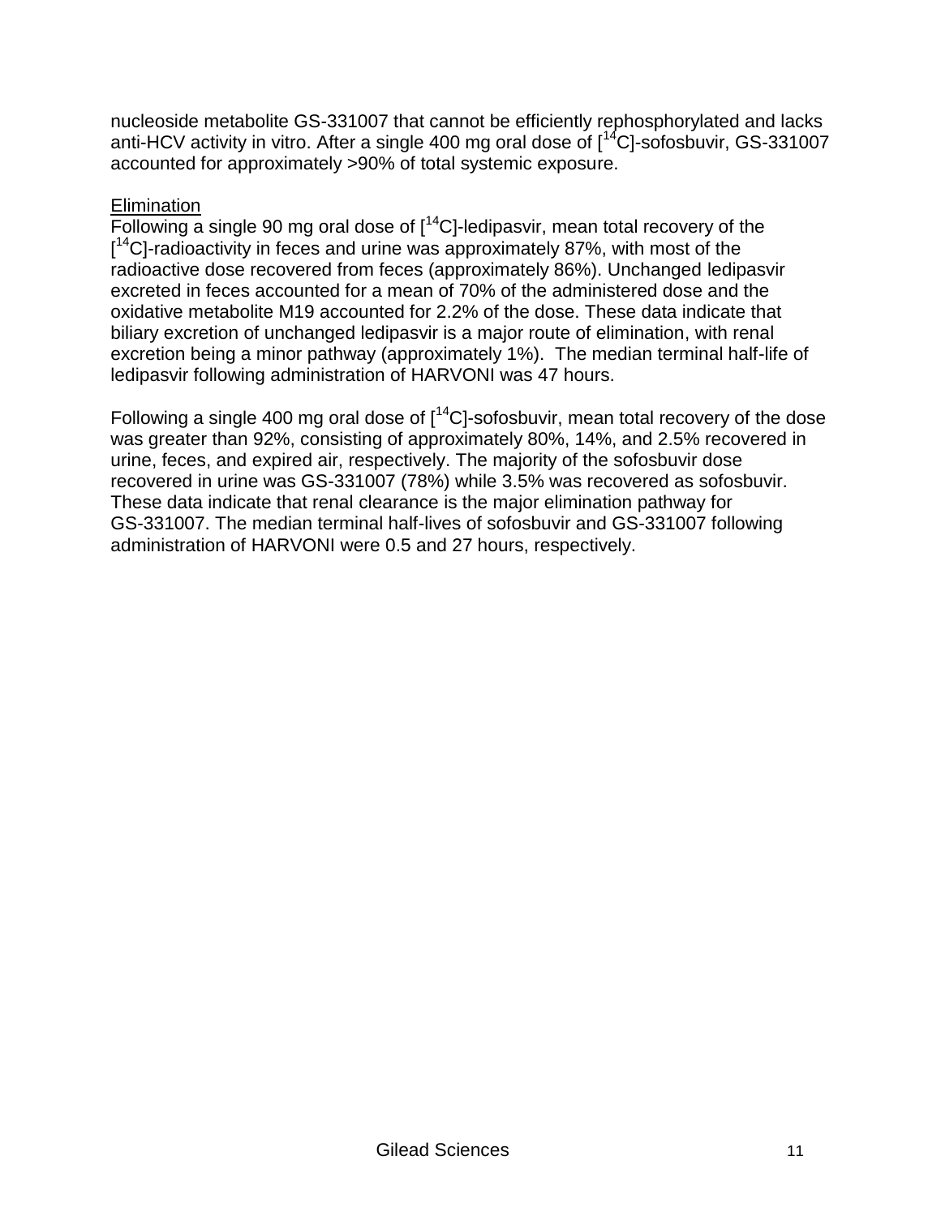nucleoside metabolite GS-331007 that cannot be efficiently rephosphorylated and lacks anti-HCV activity in vitro. After a single 400 mg oral dose of [$^{14}$C]-sofosbuvir, GS-331007 accounted for approximately >90% of total systemic exposure.

<u>Elimination</u>

Following a single 90 mg oral dose of [$^{14}$C]-ledipasvir, mean total recovery of the [$^{14}$C]-radioactivity in feces and urine was approximately 87%, with most of the radioactive dose recovered from feces (approximately 86%). Unchanged ledipasvir excreted in feces accounted for a mean of 70% of the administered dose and the oxidative metabolite M19 accounted for 2.2% of the dose. These data indicate that biliary excretion of unchanged ledipasvir is a major route of elimination, with renal excretion being a minor pathway (approximately 1%). The median terminal half-life of ledipasvir following administration of HARVONI was 47 hours.

Following a single 400 mg oral dose of [$^{14}$C]-sofosbuvir, mean total recovery of the dose was greater than 92%, consisting of approximately 80%, 14%, and 2.5% recovered in urine, feces, and expired air, respectively. The majority of the sofosbuvir dose recovered in urine was GS-331007 (78%) while 3.5% was recovered as sofosbuvir. These data indicate that renal clearance is the major elimination pathway for GS-331007. The median terminal half-lives of sofosbuvir and GS-331007 following administration of HARVONI were 0.5 and 27 hours, respectively.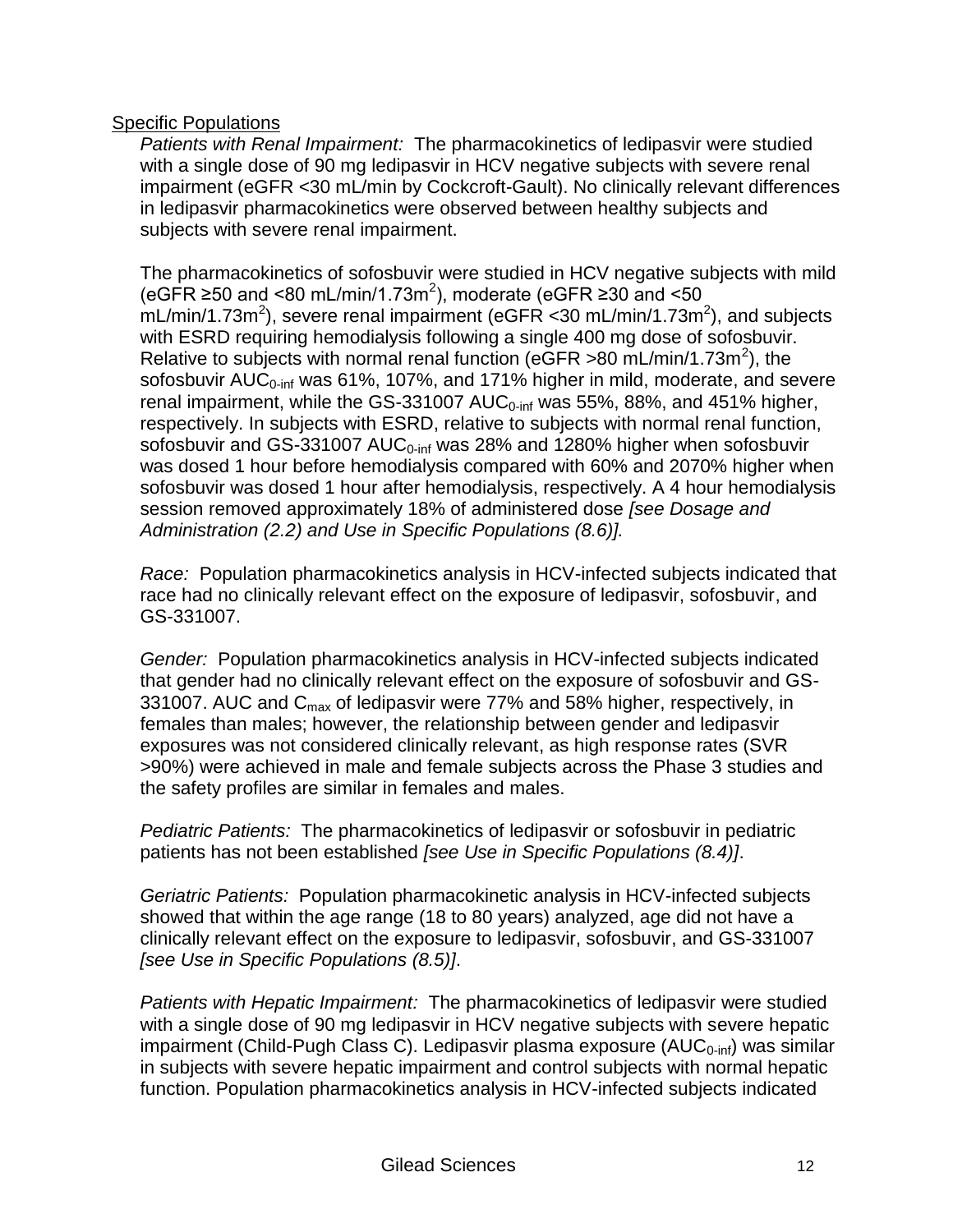Specific Populations

*Patients with Renal Impairment:* The pharmacokinetics of ledipasvir were studied with a single dose of 90 mg ledipasvir in HCV negative subjects with severe renal impairment (eGFR <30 mL/min by Cockcroft-Gault). No clinically relevant differences in ledipasvir pharmacokinetics were observed between healthy subjects and subjects with severe renal impairment.

The pharmacokinetics of sofosbuvir were studied in HCV negative subjects with mild (eGFR ≥50 and <80 mL/min/1.73m$^2$), moderate (eGFR ≥30 and <50 mL/min/1.73m$^2$), severe renal impairment (eGFR <30 mL/min/1.73m$^2$), and subjects with ESRD requiring hemodialysis following a single 400 mg dose of sofosbuvir. Relative to subjects with normal renal function (eGFR >80 mL/min/1.73m$^2$), the sofosbuvir $AUC_{0\text{-inf}}$ was 61%, 107%, and 171% higher in mild, moderate, and severe renal impairment, while the GS-331007 $AUC_{0\text{-inf}}$ was 55%, 88%, and 451% higher, respectively. In subjects with ESRD, relative to subjects with normal renal function, sofosbuvir and GS-331007 $AUC_{0\text{-inf}}$ was 28% and 1280% higher when sofosbuvir was dosed 1 hour before hemodialysis compared with 60% and 2070% higher when sofosbuvir was dosed 1 hour after hemodialysis, respectively. A 4 hour hemodialysis session removed approximately 18% of administered dose *[see Dosage and Administration (2.2) and Use in Specific Populations (8.6)].*

*Race:* Population pharmacokinetics analysis in HCV-infected subjects indicated that race had no clinically relevant effect on the exposure of ledipasvir, sofosbuvir, and GS-331007.

*Gender:* Population pharmacokinetics analysis in HCV-infected subjects indicated that gender had no clinically relevant effect on the exposure of sofosbuvir and GS-331007. AUC and $C_{max}$ of ledipasvir were 77% and 58% higher, respectively, in females than males; however, the relationship between gender and ledipasvir exposures was not considered clinically relevant, as high response rates (SVR >90%) were achieved in male and female subjects across the Phase 3 studies and the safety profiles are similar in females and males.

*Pediatric Patients:* The pharmacokinetics of ledipasvir or sofosbuvir in pediatric patients has not been established *[see Use in Specific Populations (8.4)]*.

*Geriatric Patients:* Population pharmacokinetic analysis in HCV-infected subjects showed that within the age range (18 to 80 years) analyzed, age did not have a clinically relevant effect on the exposure to ledipasvir, sofosbuvir, and GS-331007 *[see Use in Specific Populations (8.5)]*.

*Patients with Hepatic Impairment:* The pharmacokinetics of ledipasvir were studied with a single dose of 90 mg ledipasvir in HCV negative subjects with severe hepatic impairment (Child-Pugh Class C). Ledipasvir plasma exposure ($AUC_{0\text{-inf}}$) was similar in subjects with severe hepatic impairment and control subjects with normal hepatic function. Population pharmacokinetics analysis in HCV-infected subjects indicated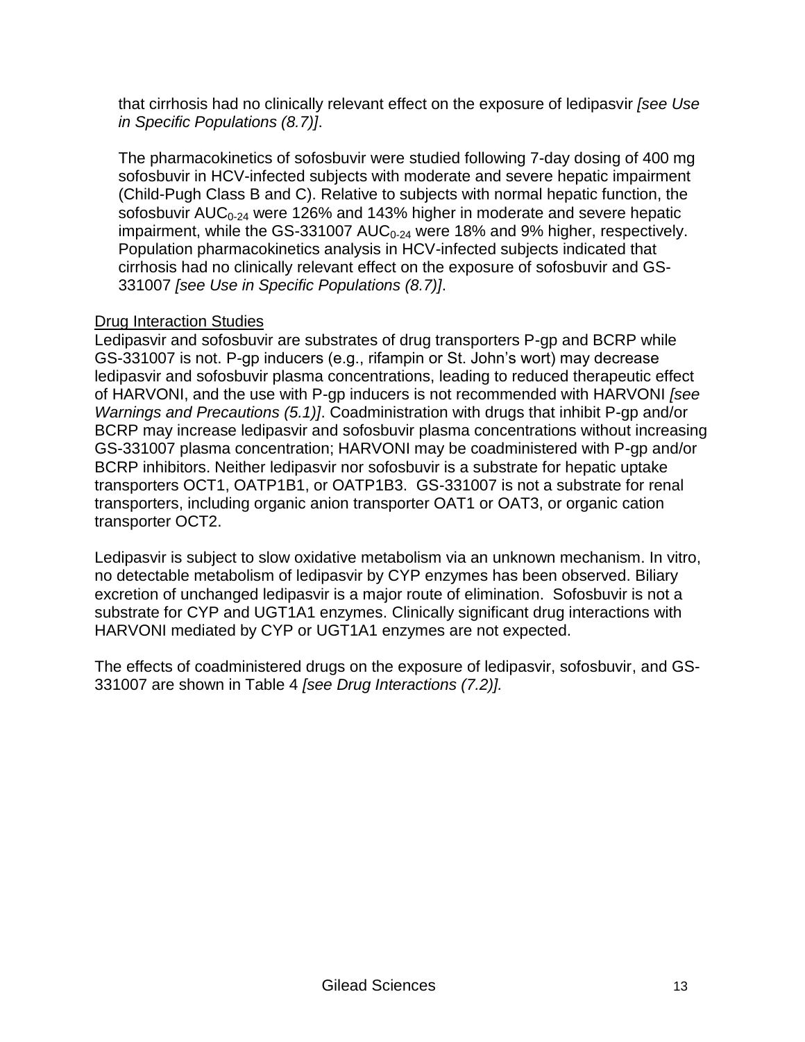that cirrhosis had no clinically relevant effect on the exposure of ledipasvir *[see Use in Specific Populations (8.7)]*.

The pharmacokinetics of sofosbuvir were studied following 7-day dosing of 400 mg sofosbuvir in HCV-infected subjects with moderate and severe hepatic impairment (Child-Pugh Class B and C). Relative to subjects with normal hepatic function, the sofosbuvir $AUC_{0\text{-}24}$ were 126% and 143% higher in moderate and severe hepatic impairment, while the GS-331007 $AUC_{0\text{-}24}$ were 18% and 9% higher, respectively. Population pharmacokinetics analysis in HCV-infected subjects indicated that cirrhosis had no clinically relevant effect on the exposure of sofosbuvir and GS-331007 *[see Use in Specific Populations (8.7)]*.

<u>Drug Interaction Studies</u>

Ledipasvir and sofosbuvir are substrates of drug transporters P-gp and BCRP while GS-331007 is not. P-gp inducers (e.g., rifampin or St. John's wort) may decrease ledipasvir and sofosbuvir plasma concentrations, leading to reduced therapeutic effect of HARVONI, and the use with P-gp inducers is not recommended with HARVONI *[see Warnings and Precautions (5.1)]*. Coadministration with drugs that inhibit P-gp and/or BCRP may increase ledipasvir and sofosbuvir plasma concentrations without increasing GS-331007 plasma concentration; HARVONI may be coadministered with P-gp and/or BCRP inhibitors. Neither ledipasvir nor sofosbuvir is a substrate for hepatic uptake transporters OCT1, OATP1B1, or OATP1B3. GS-331007 is not a substrate for renal transporters, including organic anion transporter OAT1 or OAT3, or organic cation transporter OCT2.

Ledipasvir is subject to slow oxidative metabolism via an unknown mechanism. In vitro, no detectable metabolism of ledipasvir by CYP enzymes has been observed. Biliary excretion of unchanged ledipasvir is a major route of elimination. Sofosbuvir is not a substrate for CYP and UGT1A1 enzymes. Clinically significant drug interactions with HARVONI mediated by CYP or UGT1A1 enzymes are not expected.

The effects of coadministered drugs on the exposure of ledipasvir, sofosbuvir, and GS-331007 are shown in Table 4 *[see Drug Interactions (7.2)].*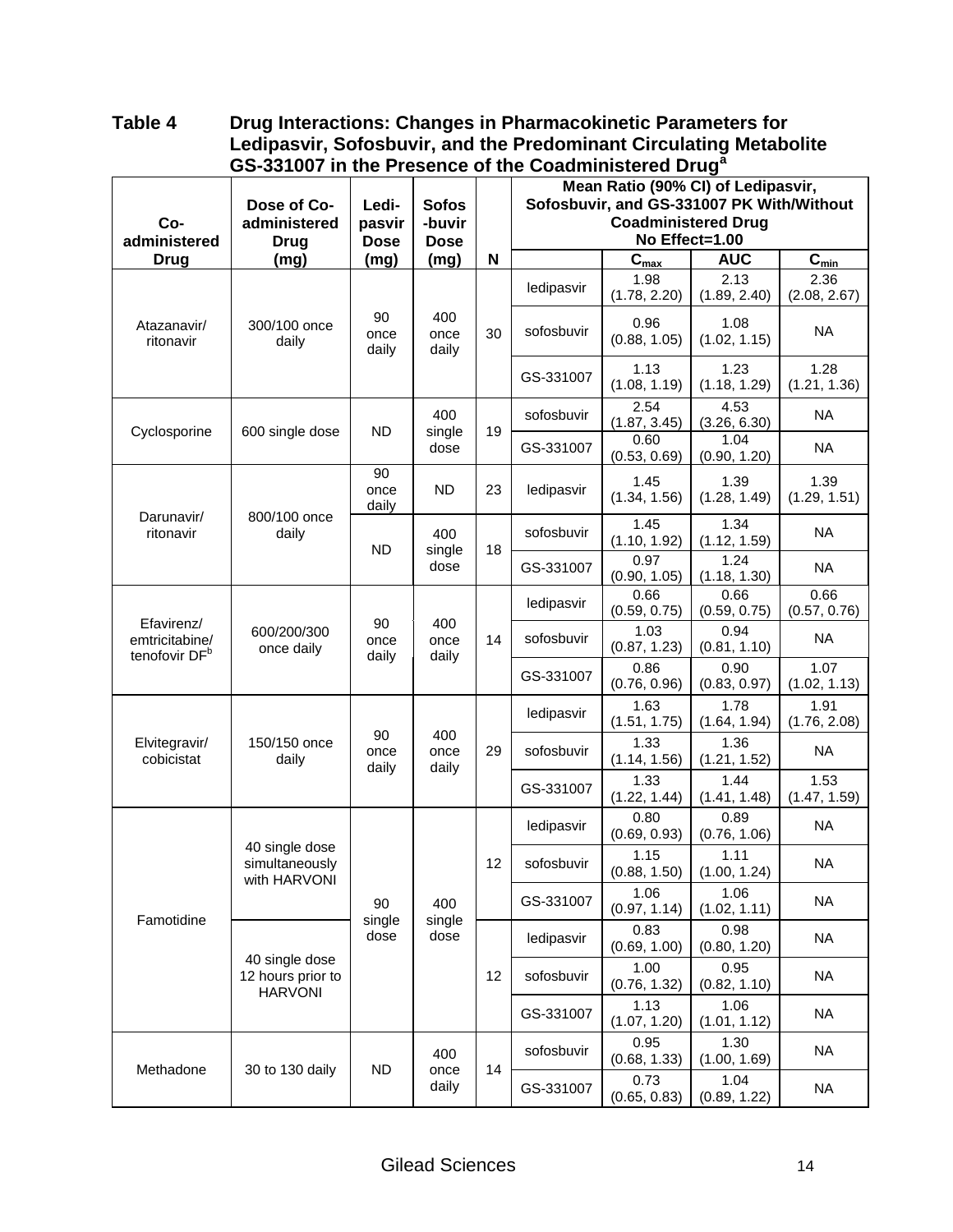**Table 4 Drug Interactions: Changes in Pharmacokinetic Parameters for Ledipasvir, Sofosbuvir, and the Predominant Circulating Metabolite GS-331007 in the Presence of the Coadministered Drug[a]**

| Co-administered Drug | Dose of Co-administered Drug (mg) | Ledipasvir Dose (mg) | Sofosbuvir Dose (mg) | N | Mean Ratio (90% CI) of Ledipasvir, Sofosbuvir, and GS-331007 PK With/Without Coadministered Drug No Effect=1.00 | | | |
|---|---|---|---|---|---|---|---|---|
| | | | | | | $C_{max}$ | AUC | $C_{min}$ |
| Atazanavir/ ritonavir | 300/100 once daily | 90 once daily | 400 once daily | 30 | ledipasvir | 1.98 (1.78, 2.20) | 2.13 (1.89, 2.40) | 2.36 (2.08, 2.67) |
| | | | | | sofosbuvir | 0.96 (0.88, 1.05) | 1.08 (1.02, 1.15) | NA |
| | | | | | GS-331007 | 1.13 (1.08, 1.19) | 1.23 (1.18, 1.29) | 1.28 (1.21, 1.36) |
| Cyclosporine | 600 single dose | ND | 400 single dose | 19 | sofosbuvir | 2.54 (1.87, 3.45) | 4.53 (3.26, 6.30) | NA |
| | | | | | GS-331007 | 0.60 (0.53, 0.69) | 1.04 (0.90, 1.20) | NA |
| Darunavir/ ritonavir | 800/100 once daily | 90 once daily | ND | 23 | ledipasvir | 1.45 (1.34, 1.56) | 1.39 (1.28, 1.49) | 1.39 (1.29, 1.51) |
| | | ND | 400 single dose | 18 | sofosbuvir | 1.45 (1.10, 1.92) | 1.34 (1.12, 1.59) | NA |
| | | | | | GS-331007 | 0.97 (0.90, 1.05) | 1.24 (1.18, 1.30) | NA |
| Efavirenz/ emtricitabine/ tenofovir DF[b] | 600/200/300 once daily | 90 once daily | 400 once daily | 14 | ledipasvir | 0.66 (0.59, 0.75) | 0.66 (0.59, 0.75) | 0.66 (0.57, 0.76) |
| | | | | | sofosbuvir | 1.03 (0.87, 1.23) | 0.94 (0.81, 1.10) | NA |
| | | | | | GS-331007 | 0.86 (0.76, 0.96) | 0.90 (0.83, 0.97) | 1.07 (1.02, 1.13) |
| Elvitegravir/ cobicistat | 150/150 once daily | 90 once daily | 400 once daily | 29 | ledipasvir | 1.63 (1.51, 1.75) | 1.78 (1.64, 1.94) | 1.91 (1.76, 2.08) |
| | | | | | sofosbuvir | 1.33 (1.14, 1.56) | 1.36 (1.21, 1.52) | NA |
| | | | | | GS-331007 | 1.33 (1.22, 1.44) | 1.44 (1.41, 1.48) | 1.53 (1.47, 1.59) |
| Famotidine | 40 single dose simultaneously with HARVONI | 90 single dose | 400 single dose | 12 | ledipasvir | 0.80 (0.69, 0.93) | 0.89 (0.76, 1.06) | NA |
| | | | | | sofosbuvir | 1.15 (0.88, 1.50) | 1.11 (1.00, 1.24) | NA |
| | | | | | GS-331007 | 1.06 (0.97, 1.14) | 1.06 (1.02, 1.11) | NA |
| | 40 single dose 12 hours prior to HARVONI | | | 12 | ledipasvir | 0.83 (0.69, 1.00) | 0.98 (0.80, 1.20) | NA |
| | | | | | sofosbuvir | 1.00 (0.76, 1.32) | 0.95 (0.82, 1.10) | NA |
| | | | | | GS-331007 | 1.13 (1.07, 1.20) | 1.06 (1.01, 1.12) | NA |
| Methadone | 30 to 130 daily | ND | 400 once daily | 14 | sofosbuvir | 0.95 (0.68, 1.33) | 1.30 (1.00, 1.69) | NA |
| | | | | | GS-331007 | 0.73 (0.65, 0.83) | 1.04 (0.89, 1.22) | NA |

Gilead Sciences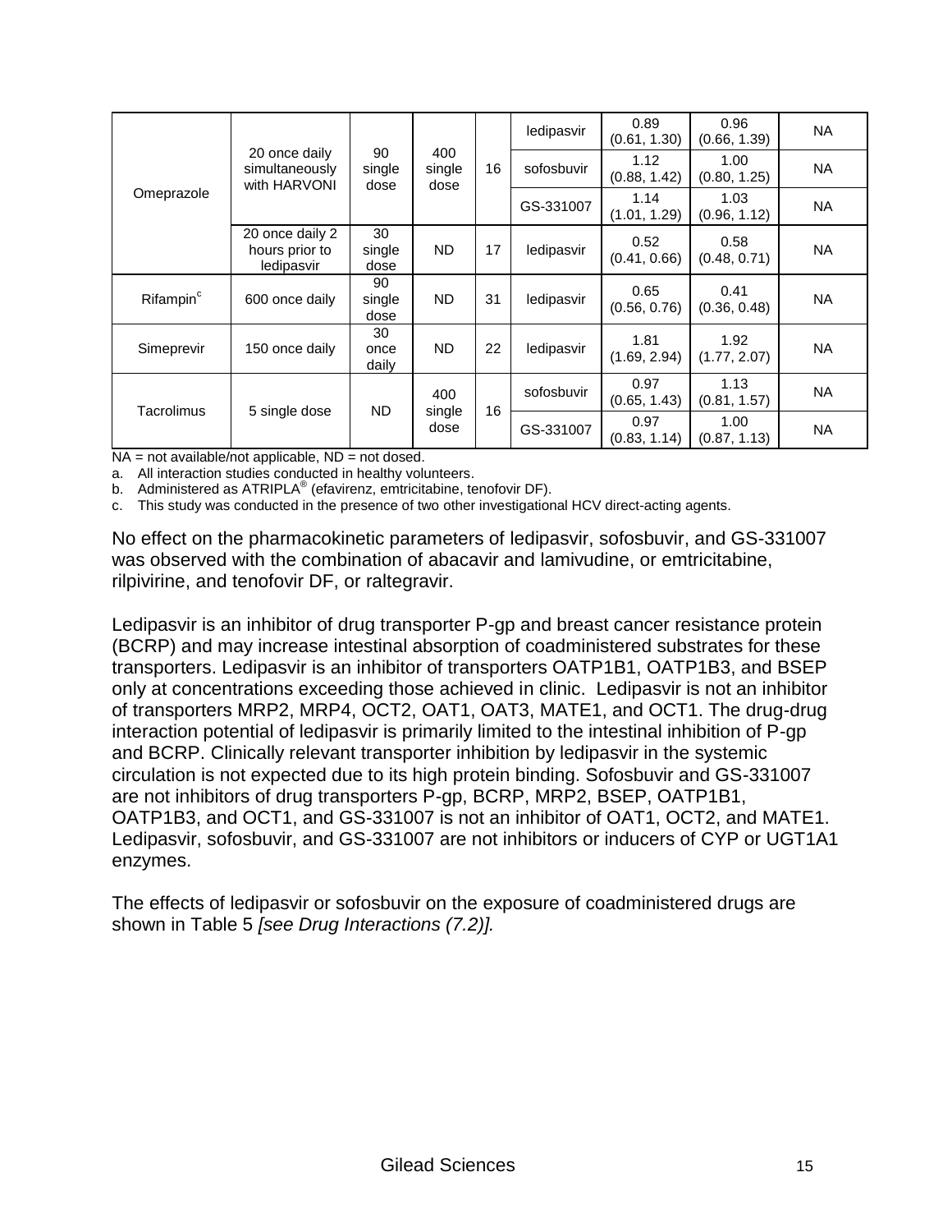| | | | | | | | | |
|---|---|---|---|---|---|---|---|---|
| Omeprazole | 20 once daily simultaneously with HARVONI | 90 single dose | 400 single dose | 16 | ledipasvir | 0.89 (0.61, 1.30) | 0.96 (0.66, 1.39) | NA |
| | | | | | sofosbuvir | 1.12 (0.88, 1.42) | 1.00 (0.80, 1.25) | NA |
| | | | | | GS-331007 | 1.14 (1.01, 1.29) | 1.03 (0.96, 1.12) | NA |
| | 20 once daily 2 hours prior to ledipasvir | 30 single dose | ND | 17 | ledipasvir | 0.52 (0.41, 0.66) | 0.58 (0.48, 0.71) | NA |
| Rifampin[c] | 600 once daily | 90 single dose | ND | 31 | ledipasvir | 0.65 (0.56, 0.76) | 0.41 (0.36, 0.48) | NA |
| Simeprevir | 150 once daily | 30 once daily | ND | 22 | ledipasvir | 1.81 (1.69, 2.94) | 1.92 (1.77, 2.07) | NA |
| Tacrolimus | 5 single dose | ND | 400 single dose | 16 | sofosbuvir | 0.97 (0.65, 1.43) | 1.13 (0.81, 1.57) | NA |
| | | | | | GS-331007 | 0.97 (0.83, 1.14) | 1.00 (0.87, 1.13) | NA |

NA = not available/not applicable, ND = not dosed.

a. All interaction studies conducted in healthy volunteers.

b. Administered as ATRIPLA® (efavirenz, emtricitabine, tenofovir DF).

c. This study was conducted in the presence of two other investigational HCV direct-acting agents.

No effect on the pharmacokinetic parameters of ledipasvir, sofosbuvir, and GS-331007 was observed with the combination of abacavir and lamivudine, or emtricitabine, rilpivirine, and tenofovir DF, or raltegravir.

Ledipasvir is an inhibitor of drug transporter P-gp and breast cancer resistance protein (BCRP) and may increase intestinal absorption of coadministered substrates for these transporters. Ledipasvir is an inhibitor of transporters OATP1B1, OATP1B3, and BSEP only at concentrations exceeding those achieved in clinic. Ledipasvir is not an inhibitor of transporters MRP2, MRP4, OCT2, OAT1, OAT3, MATE1, and OCT1. The drug-drug interaction potential of ledipasvir is primarily limited to the intestinal inhibition of P-gp and BCRP. Clinically relevant transporter inhibition by ledipasvir in the systemic circulation is not expected due to its high protein binding. Sofosbuvir and GS-331007 are not inhibitors of drug transporters P-gp, BCRP, MRP2, BSEP, OATP1B1, OATP1B3, and OCT1, and GS-331007 is not an inhibitor of OAT1, OCT2, and MATE1. Ledipasvir, sofosbuvir, and GS-331007 are not inhibitors or inducers of CYP or UGT1A1 enzymes.

The effects of ledipasvir or sofosbuvir on the exposure of coadministered drugs are shown in Table 5 *[see Drug Interactions (7.2)].*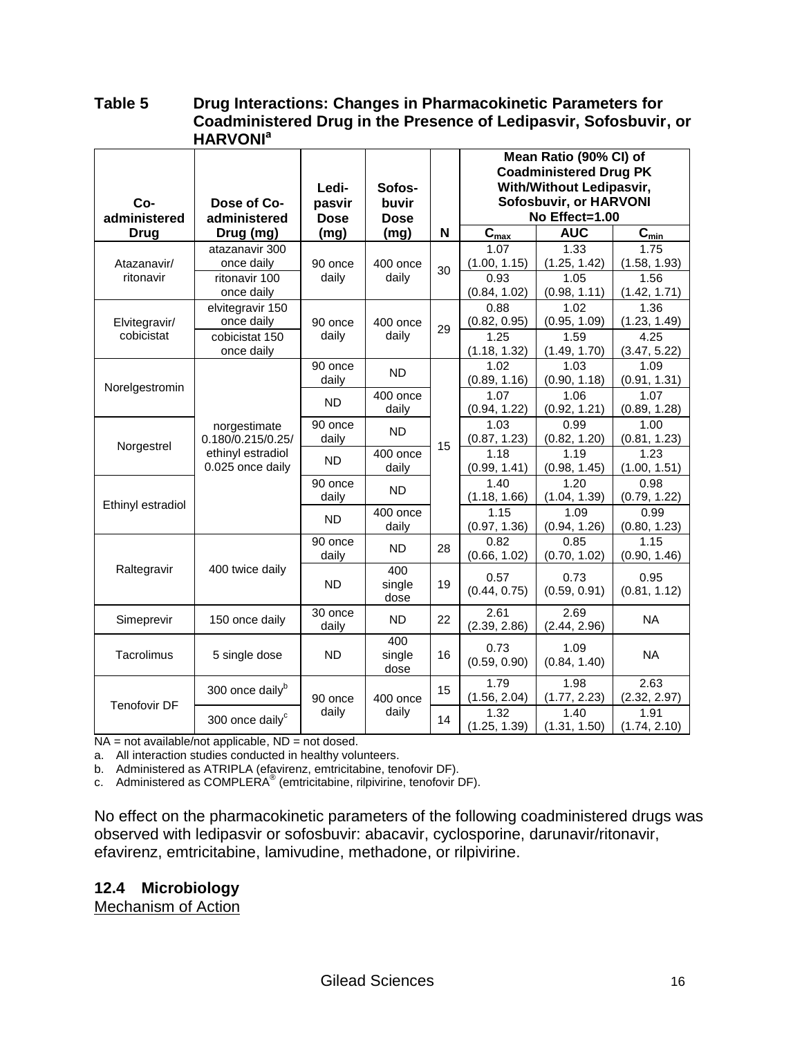**Table 5 Drug Interactions: Changes in Pharmacokinetic Parameters for Coadministered Drug in the Presence of Ledipasvir, Sofosbuvir, or HARVONI[a]**

| Co-administered Drug | Dose of Co-administered Drug (mg) | Ledipasvir Dose (mg) | Sofosbuvir Dose (mg) | N | Mean Ratio (90% CI) of Coadministered Drug PK With/Without Ledipasvir, Sofosbuvir, or HARVONI No Effect=1.00 | | |
|---|---|---|---|---|---|---|---|
| | | | | | $C_{max}$ | AUC | $C_{min}$ |
| Atazanavir/ ritonavir | atazanavir 300 once daily | 90 once daily | 400 once daily | 30 | 1.07 (1.00, 1.15) | 1.33 (1.25, 1.42) | 1.75 (1.58, 1.93) |
| | ritonavir 100 once daily | | | | 0.93 (0.84, 1.02) | 1.05 (0.98, 1.11) | 1.56 (1.42, 1.71) |
| Elvitegravir/ cobicistat | elvitegravir 150 once daily | 90 once daily | 400 once daily | 29 | 0.88 (0.82, 0.95) | 1.02 (0.95, 1.09) | 1.36 (1.23, 1.49) |
| | cobicistat 150 once daily | | | | 1.25 (1.18, 1.32) | 1.59 (1.49, 1.70) | 4.25 (3.47, 5.22) |
| Norelgestromin | norgestimate 0.180/0.215/0.25/ ethinyl estradiol 0.025 once daily | 90 once daily | ND | 15 | 1.02 (0.89, 1.16) | 1.03 (0.90, 1.18) | 1.09 (0.91, 1.31) |
| | | ND | 400 once daily | | 1.07 (0.94, 1.22) | 1.06 (0.92, 1.21) | 1.07 (0.89, 1.28) |
| Norgestrel | | 90 once daily | ND | | 1.03 (0.87, 1.23) | 0.99 (0.82, 1.20) | 1.00 (0.81, 1.23) |
| | | ND | 400 once daily | | 1.18 (0.99, 1.41) | 1.19 (0.98, 1.45) | 1.23 (1.00, 1.51) |
| Ethinyl estradiol | | 90 once daily | ND | | 1.40 (1.18, 1.66) | 1.20 (1.04, 1.39) | 0.98 (0.79, 1.22) |
| | | ND | 400 once daily | | 1.15 (0.97, 1.36) | 1.09 (0.94, 1.26) | 0.99 (0.80, 1.23) |
| Raltegravir | 400 twice daily | 90 once daily | ND | 28 | 0.82 (0.66, 1.02) | 0.85 (0.70, 1.02) | 1.15 (0.90, 1.46) |
| | | ND | 400 single dose | 19 | 0.57 (0.44, 0.75) | 0.73 (0.59, 0.91) | 0.95 (0.81, 1.12) |
| Simeprevir | 150 once daily | 30 once daily | ND | 22 | 2.61 (2.39, 2.86) | 2.69 (2.44, 2.96) | NA |
| Tacrolimus | 5 single dose | ND | 400 single dose | 16 | 0.73 (0.59, 0.90) | 1.09 (0.84, 1.40) | NA |
| Tenofovir DF | 300 once daily[b] | 90 once daily | 400 once daily | 15 | 1.79 (1.56, 2.04) | 1.98 (1.77, 2.23) | 2.63 (2.32, 2.97) |
| | 300 once daily[c] | | | 14 | 1.32 (1.25, 1.39) | 1.40 (1.31, 1.50) | 1.91 (1.74, 2.10) |

NA = not available/not applicable, ND = not dosed.

a. All interaction studies conducted in healthy volunteers.

b. Administered as ATRIPLA (efavirenz, emtricitabine, tenofovir DF).

c. Administered as COMPLERA® (emtricitabine, rilpivirine, tenofovir DF).

No effect on the pharmacokinetic parameters of the following coadministered drugs was observed with ledipasvir or sofosbuvir: abacavir, cyclosporine, darunavir/ritonavir, efavirenz, emtricitabine, lamivudine, methadone, or rilpivirine.

## 12.4 Microbiology

Mechanism of Action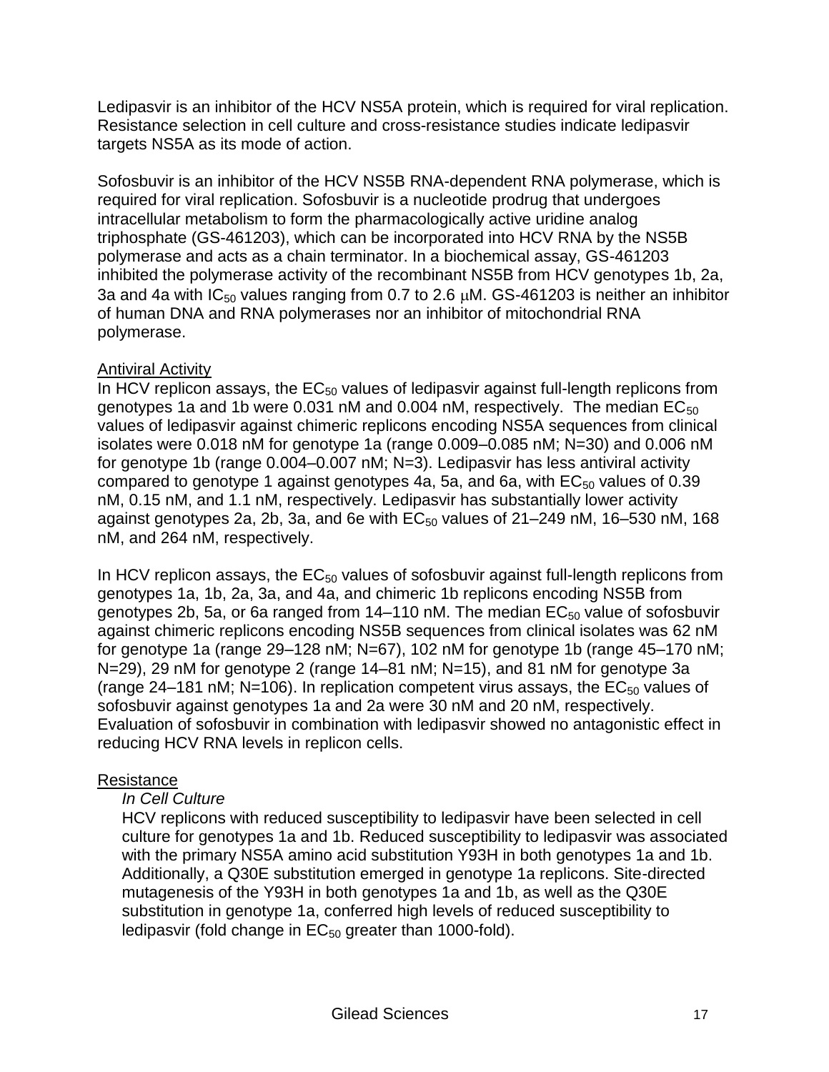Ledipasvir is an inhibitor of the HCV NS5A protein, which is required for viral replication. Resistance selection in cell culture and cross-resistance studies indicate ledipasvir targets NS5A as its mode of action.

Sofosbuvir is an inhibitor of the HCV NS5B RNA-dependent RNA polymerase, which is required for viral replication. Sofosbuvir is a nucleotide prodrug that undergoes intracellular metabolism to form the pharmacologically active uridine analog triphosphate (GS-461203), which can be incorporated into HCV RNA by the NS5B polymerase and acts as a chain terminator. In a biochemical assay, GS-461203 inhibited the polymerase activity of the recombinant NS5B from HCV genotypes 1b, 2a, 3a and 4a with $IC_{50}$ values ranging from 0.7 to 2.6 μM. GS-461203 is neither an inhibitor of human DNA and RNA polymerases nor an inhibitor of mitochondrial RNA polymerase.

## Antiviral Activity

In HCV replicon assays, the $EC_{50}$ values of ledipasvir against full-length replicons from genotypes 1a and 1b were 0.031 nM and 0.004 nM, respectively. The median $EC_{50}$ values of ledipasvir against chimeric replicons encoding NS5A sequences from clinical isolates were 0.018 nM for genotype 1a (range 0.009–0.085 nM; N=30) and 0.006 nM for genotype 1b (range 0.004–0.007 nM; N=3). Ledipasvir has less antiviral activity compared to genotype 1 against genotypes 4a, 5a, and 6a, with $EC_{50}$ values of 0.39 nM, 0.15 nM, and 1.1 nM, respectively. Ledipasvir has substantially lower activity against genotypes 2a, 2b, 3a, and 6e with $EC_{50}$ values of 21–249 nM, 16–530 nM, 168 nM, and 264 nM, respectively.

In HCV replicon assays, the $EC_{50}$ values of sofosbuvir against full-length replicons from genotypes 1a, 1b, 2a, 3a, and 4a, and chimeric 1b replicons encoding NS5B from genotypes 2b, 5a, or 6a ranged from 14–110 nM. The median $EC_{50}$ value of sofosbuvir against chimeric replicons encoding NS5B sequences from clinical isolates was 62 nM for genotype 1a (range 29–128 nM; N=67), 102 nM for genotype 1b (range 45–170 nM; N=29), 29 nM for genotype 2 (range 14–81 nM; N=15), and 81 nM for genotype 3a (range 24–181 nM; N=106). In replication competent virus assays, the $EC_{50}$ values of sofosbuvir against genotypes 1a and 2a were 30 nM and 20 nM, respectively. Evaluation of sofosbuvir in combination with ledipasvir showed no antagonistic effect in reducing HCV RNA levels in replicon cells.

## Resistance

### *In Cell Culture*

HCV replicons with reduced susceptibility to ledipasvir have been selected in cell culture for genotypes 1a and 1b. Reduced susceptibility to ledipasvir was associated with the primary NS5A amino acid substitution Y93H in both genotypes 1a and 1b. Additionally, a Q30E substitution emerged in genotype 1a replicons. Site-directed mutagenesis of the Y93H in both genotypes 1a and 1b, as well as the Q30E substitution in genotype 1a, conferred high levels of reduced susceptibility to ledipasvir (fold change in $EC_{50}$ greater than 1000-fold).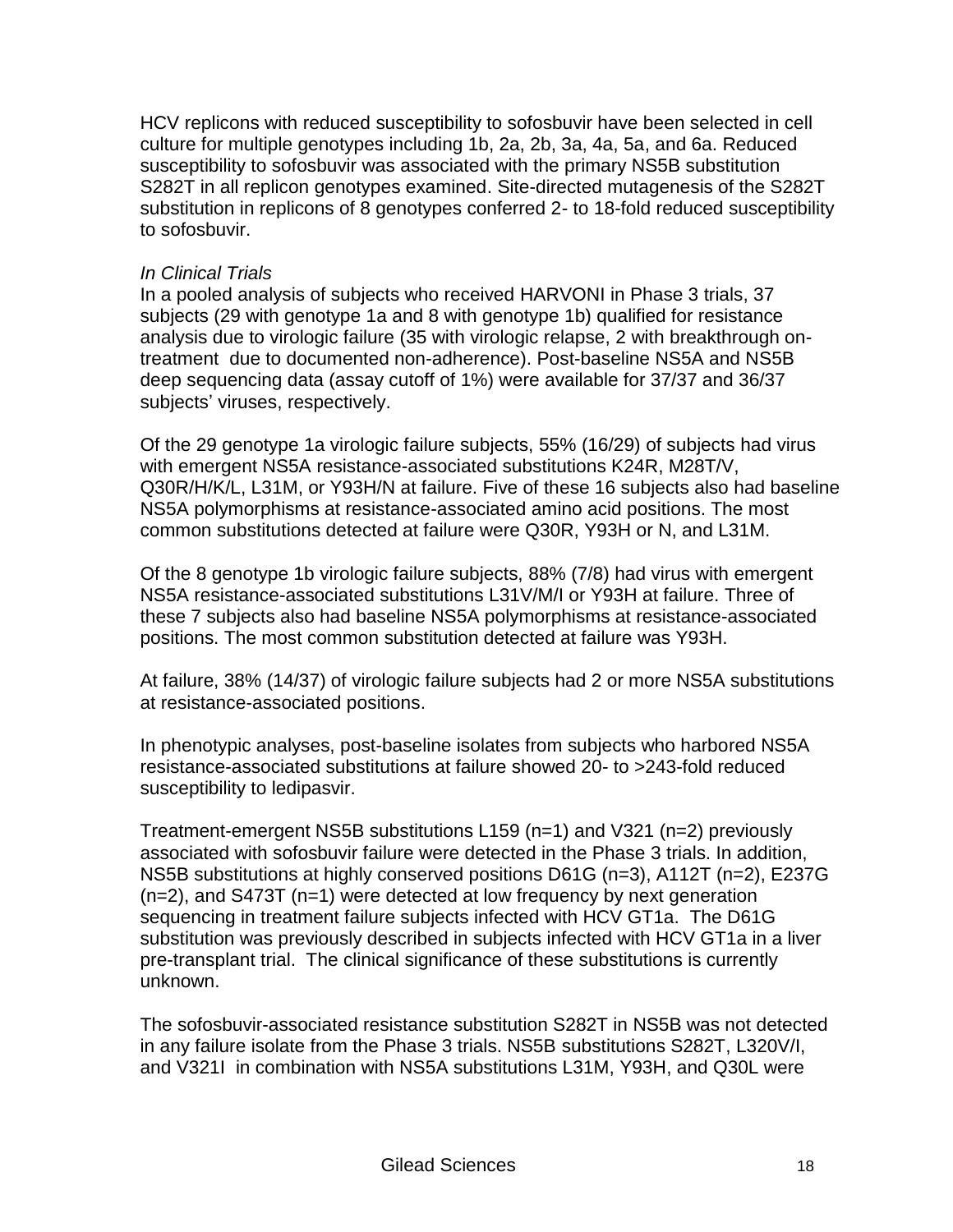HCV replicons with reduced susceptibility to sofosbuvir have been selected in cell culture for multiple genotypes including 1b, 2a, 2b, 3a, 4a, 5a, and 6a. Reduced susceptibility to sofosbuvir was associated with the primary NS5B substitution S282T in all replicon genotypes examined. Site-directed mutagenesis of the S282T substitution in replicons of 8 genotypes conferred 2- to 18-fold reduced susceptibility to sofosbuvir.

*In Clinical Trials*

In a pooled analysis of subjects who received HARVONI in Phase 3 trials, 37 subjects (29 with genotype 1a and 8 with genotype 1b) qualified for resistance analysis due to virologic failure (35 with virologic relapse, 2 with breakthrough on-treatment due to documented non-adherence). Post-baseline NS5A and NS5B deep sequencing data (assay cutoff of 1%) were available for 37/37 and 36/37 subjects' viruses, respectively.

Of the 29 genotype 1a virologic failure subjects, 55% (16/29) of subjects had virus with emergent NS5A resistance-associated substitutions K24R, M28T/V, Q30R/H/K/L, L31M, or Y93H/N at failure. Five of these 16 subjects also had baseline NS5A polymorphisms at resistance-associated amino acid positions. The most common substitutions detected at failure were Q30R, Y93H or N, and L31M.

Of the 8 genotype 1b virologic failure subjects, 88% (7/8) had virus with emergent NS5A resistance-associated substitutions L31V/M/I or Y93H at failure. Three of these 7 subjects also had baseline NS5A polymorphisms at resistance-associated positions. The most common substitution detected at failure was Y93H.

At failure, 38% (14/37) of virologic failure subjects had 2 or more NS5A substitutions at resistance-associated positions.

In phenotypic analyses, post-baseline isolates from subjects who harbored NS5A resistance-associated substitutions at failure showed 20- to >243-fold reduced susceptibility to ledipasvir.

Treatment-emergent NS5B substitutions L159 (n=1) and V321 (n=2) previously associated with sofosbuvir failure were detected in the Phase 3 trials. In addition, NS5B substitutions at highly conserved positions D61G (n=3), A112T (n=2), E237G (n=2), and S473T (n=1) were detected at low frequency by next generation sequencing in treatment failure subjects infected with HCV GT1a. The D61G substitution was previously described in subjects infected with HCV GT1a in a liver pre-transplant trial. The clinical significance of these substitutions is currently unknown.

The sofosbuvir-associated resistance substitution S282T in NS5B was not detected in any failure isolate from the Phase 3 trials. NS5B substitutions S282T, L320V/I, and V321I in combination with NS5A substitutions L31M, Y93H, and Q30L were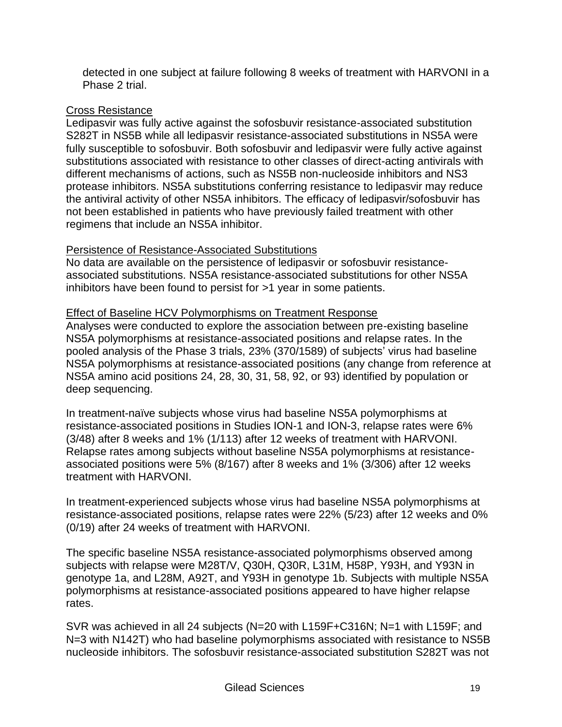detected in one subject at failure following 8 weeks of treatment with HARVONI in a Phase 2 trial.

Cross Resistance

Ledipasvir was fully active against the sofosbuvir resistance-associated substitution S282T in NS5B while all ledipasvir resistance-associated substitutions in NS5A were fully susceptible to sofosbuvir. Both sofosbuvir and ledipasvir were fully active against substitutions associated with resistance to other classes of direct-acting antivirals with different mechanisms of actions, such as NS5B non-nucleoside inhibitors and NS3 protease inhibitors. NS5A substitutions conferring resistance to ledipasvir may reduce the antiviral activity of other NS5A inhibitors. The efficacy of ledipasvir/sofosbuvir has not been established in patients who have previously failed treatment with other regimens that include an NS5A inhibitor.

Persistence of Resistance-Associated Substitutions

No data are available on the persistence of ledipasvir or sofosbuvir resistance-associated substitutions. NS5A resistance-associated substitutions for other NS5A inhibitors have been found to persist for >1 year in some patients.

Effect of Baseline HCV Polymorphisms on Treatment Response

Analyses were conducted to explore the association between pre-existing baseline NS5A polymorphisms at resistance-associated positions and relapse rates. In the pooled analysis of the Phase 3 trials, 23% (370/1589) of subjects' virus had baseline NS5A polymorphisms at resistance-associated positions (any change from reference at NS5A amino acid positions 24, 28, 30, 31, 58, 92, or 93) identified by population or deep sequencing.

In treatment-naïve subjects whose virus had baseline NS5A polymorphisms at resistance-associated positions in Studies ION-1 and ION-3, relapse rates were 6% (3/48) after 8 weeks and 1% (1/113) after 12 weeks of treatment with HARVONI. Relapse rates among subjects without baseline NS5A polymorphisms at resistance-associated positions were 5% (8/167) after 8 weeks and 1% (3/306) after 12 weeks treatment with HARVONI.

In treatment-experienced subjects whose virus had baseline NS5A polymorphisms at resistance-associated positions, relapse rates were 22% (5/23) after 12 weeks and 0% (0/19) after 24 weeks of treatment with HARVONI.

The specific baseline NS5A resistance-associated polymorphisms observed among subjects with relapse were M28T/V, Q30H, Q30R, L31M, H58P, Y93H, and Y93N in genotype 1a, and L28M, A92T, and Y93H in genotype 1b. Subjects with multiple NS5A polymorphisms at resistance-associated positions appeared to have higher relapse rates.

SVR was achieved in all 24 subjects (N=20 with L159F+C316N; N=1 with L159F; and N=3 with N142T) who had baseline polymorphisms associated with resistance to NS5B nucleoside inhibitors. The sofosbuvir resistance-associated substitution S282T was not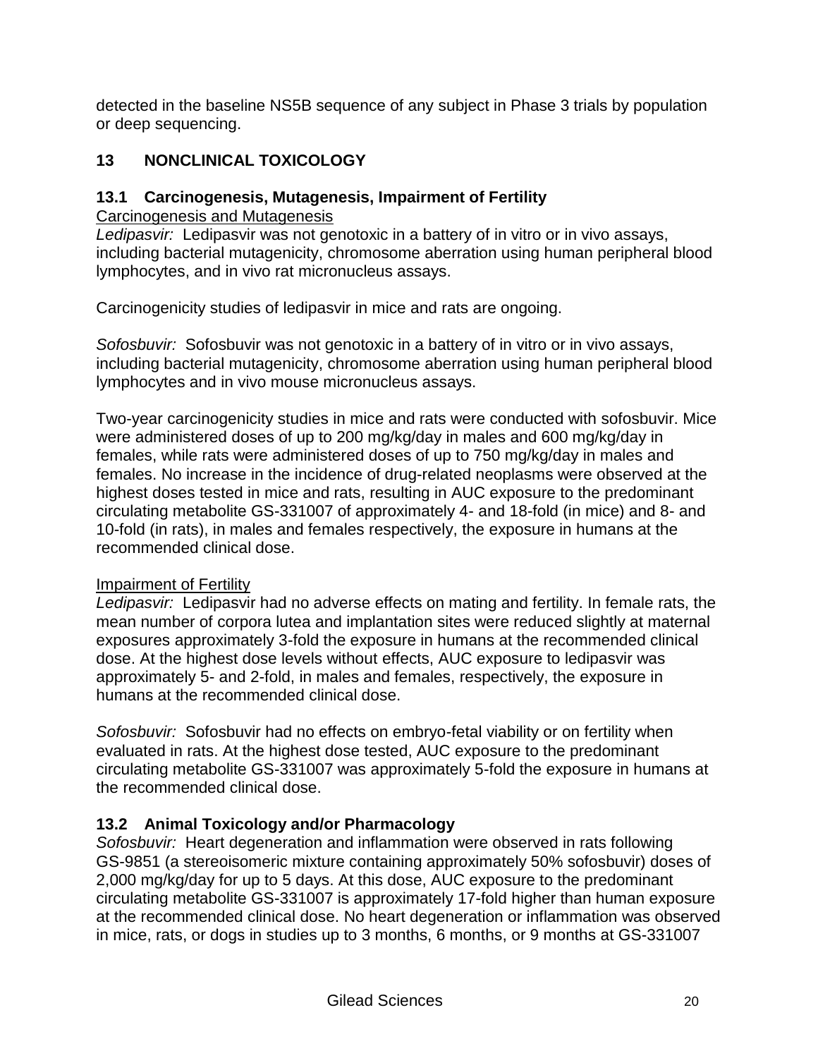detected in the baseline NS5B sequence of any subject in Phase 3 trials by population or deep sequencing.

## 13 NONCLINICAL TOXICOLOGY

### 13.1 Carcinogenesis, Mutagenesis, Impairment of Fertility

Carcinogenesis and Mutagenesis

*Ledipasvir:* Ledipasvir was not genotoxic in a battery of in vitro or in vivo assays, including bacterial mutagenicity, chromosome aberration using human peripheral blood lymphocytes, and in vivo rat micronucleus assays.

Carcinogenicity studies of ledipasvir in mice and rats are ongoing.

*Sofosbuvir:* Sofosbuvir was not genotoxic in a battery of in vitro or in vivo assays, including bacterial mutagenicity, chromosome aberration using human peripheral blood lymphocytes and in vivo mouse micronucleus assays.

Two-year carcinogenicity studies in mice and rats were conducted with sofosbuvir. Mice were administered doses of up to 200 mg/kg/day in males and 600 mg/kg/day in females, while rats were administered doses of up to 750 mg/kg/day in males and females. No increase in the incidence of drug-related neoplasms were observed at the highest doses tested in mice and rats, resulting in AUC exposure to the predominant circulating metabolite GS-331007 of approximately 4- and 18-fold (in mice) and 8- and 10-fold (in rats), in males and females respectively, the exposure in humans at the recommended clinical dose.

Impairment of Fertility

*Ledipasvir:* Ledipasvir had no adverse effects on mating and fertility. In female rats, the mean number of corpora lutea and implantation sites were reduced slightly at maternal exposures approximately 3-fold the exposure in humans at the recommended clinical dose. At the highest dose levels without effects, AUC exposure to ledipasvir was approximately 5- and 2-fold, in males and females, respectively, the exposure in humans at the recommended clinical dose.

*Sofosbuvir:* Sofosbuvir had no effects on embryo-fetal viability or on fertility when evaluated in rats. At the highest dose tested, AUC exposure to the predominant circulating metabolite GS-331007 was approximately 5-fold the exposure in humans at the recommended clinical dose.

### 13.2 Animal Toxicology and/or Pharmacology

*Sofosbuvir:* Heart degeneration and inflammation were observed in rats following GS-9851 (a stereoisomeric mixture containing approximately 50% sofosbuvir) doses of 2,000 mg/kg/day for up to 5 days. At this dose, AUC exposure to the predominant circulating metabolite GS-331007 is approximately 17-fold higher than human exposure at the recommended clinical dose. No heart degeneration or inflammation was observed in mice, rats, or dogs in studies up to 3 months, 6 months, or 9 months at GS-331007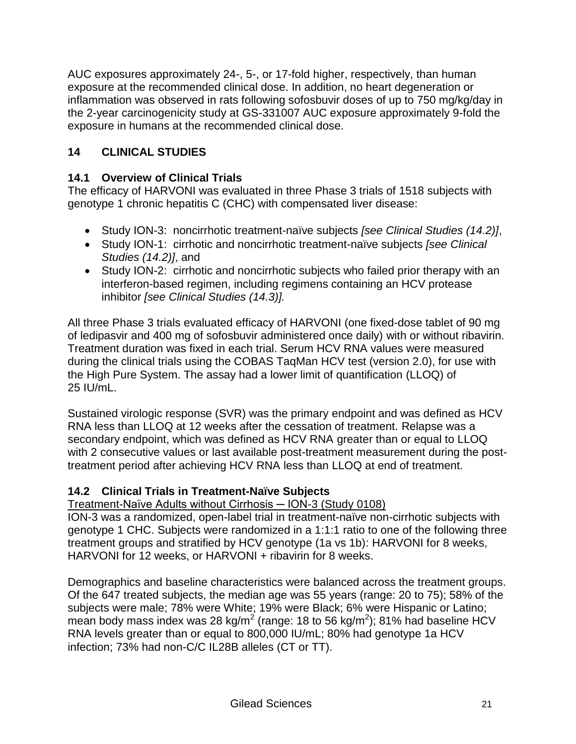AUC exposures approximately 24-, 5-, or 17-fold higher, respectively, than human exposure at the recommended clinical dose. In addition, no heart degeneration or inflammation was observed in rats following sofosbuvir doses of up to 750 mg/kg/day in the 2-year carcinogenicity study at GS-331007 AUC exposure approximately 9-fold the exposure in humans at the recommended clinical dose.

## 14 CLINICAL STUDIES

### 14.1 Overview of Clinical Trials

The efficacy of HARVONI was evaluated in three Phase 3 trials of 1518 subjects with genotype 1 chronic hepatitis C (CHC) with compensated liver disease:

- Study ION-3: noncirrhotic treatment-naïve subjects *[see Clinical Studies (14.2)]*,
- Study ION-1: cirrhotic and noncirrhotic treatment-naïve subjects *[see Clinical Studies (14.2)]*, and
- Study ION-2: cirrhotic and noncirrhotic subjects who failed prior therapy with an interferon-based regimen, including regimens containing an HCV protease inhibitor *[see Clinical Studies (14.3)].*

All three Phase 3 trials evaluated efficacy of HARVONI (one fixed-dose tablet of 90 mg of ledipasvir and 400 mg of sofosbuvir administered once daily) with or without ribavirin. Treatment duration was fixed in each trial. Serum HCV RNA values were measured during the clinical trials using the COBAS TaqMan HCV test (version 2.0), for use with the High Pure System. The assay had a lower limit of quantification (LLOQ) of 25 IU/mL.

Sustained virologic response (SVR) was the primary endpoint and was defined as HCV RNA less than LLOQ at 12 weeks after the cessation of treatment. Relapse was a secondary endpoint, which was defined as HCV RNA greater than or equal to LLOQ with 2 consecutive values or last available post-treatment measurement during the post-treatment period after achieving HCV RNA less than LLOQ at end of treatment.

### 14.2 Clinical Trials in Treatment-Naïve Subjects

Treatment-Naïve Adults without Cirrhosis ─ ION-3 (Study 0108)

ION-3 was a randomized, open-label trial in treatment-naïve non-cirrhotic subjects with genotype 1 CHC. Subjects were randomized in a 1:1:1 ratio to one of the following three treatment groups and stratified by HCV genotype (1a vs 1b): HARVONI for 8 weeks, HARVONI for 12 weeks, or HARVONI + ribavirin for 8 weeks.

Demographics and baseline characteristics were balanced across the treatment groups. Of the 647 treated subjects, the median age was 55 years (range: 20 to 75); 58% of the subjects were male; 78% were White; 19% were Black; 6% were Hispanic or Latino; mean body mass index was 28 kg/m$^2$ (range: 18 to 56 kg/m$^2$); 81% had baseline HCV RNA levels greater than or equal to 800,000 IU/mL; 80% had genotype 1a HCV infection; 73% had non-C/C IL28B alleles (CT or TT).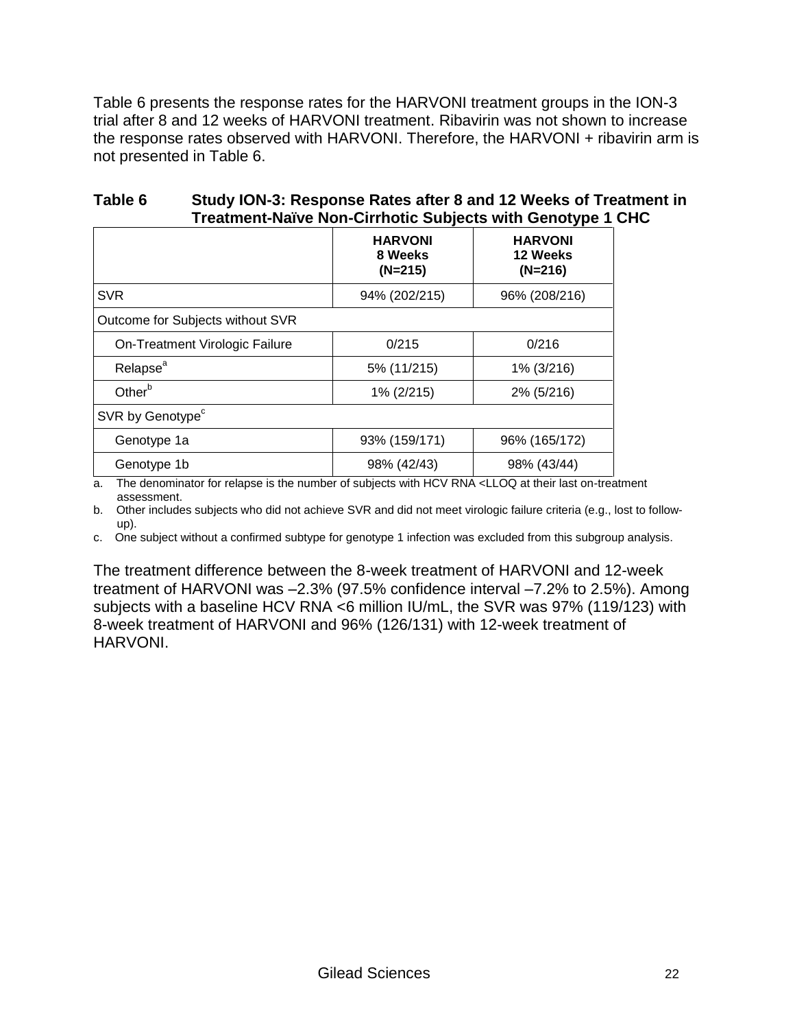Table 6 presents the response rates for the HARVONI treatment groups in the ION-3 trial after 8 and 12 weeks of HARVONI treatment. Ribavirin was not shown to increase the response rates observed with HARVONI. Therefore, the HARVONI + ribavirin arm is not presented in Table 6.

**Table 6 Study ION-3: Response Rates after 8 and 12 Weeks of Treatment in Treatment-Naïve Non-Cirrhotic Subjects with Genotype 1 CHC**

| | **HARVONI 8 Weeks (N=215)** | **HARVONI 12 Weeks (N=216)** |
|---|---|---|
| SVR | 94% (202/215) | 96% (208/216) |
| Outcome for Subjects without SVR | | |
| On-Treatment Virologic Failure | 0/215 | 0/216 |
| Relapse[a] | 5% (11/215) | 1% (3/216) |
| Other[b] | 1% (2/215) | 2% (5/216) |
| SVR by Genotype[c] | | |
| Genotype 1a | 93% (159/171) | 96% (165/172) |
| Genotype 1b | 98% (42/43) | 98% (43/44) |

a. The denominator for relapse is the number of subjects with HCV RNA <LLOQ at their last on-treatment assessment.

b. Other includes subjects who did not achieve SVR and did not meet virologic failure criteria (e.g., lost to follow-up).

c. One subject without a confirmed subtype for genotype 1 infection was excluded from this subgroup analysis.

The treatment difference between the 8-week treatment of HARVONI and 12-week treatment of HARVONI was –2.3% (97.5% confidence interval –7.2% to 2.5%). Among subjects with a baseline HCV RNA <6 million IU/mL, the SVR was 97% (119/123) with 8-week treatment of HARVONI and 96% (126/131) with 12-week treatment of HARVONI.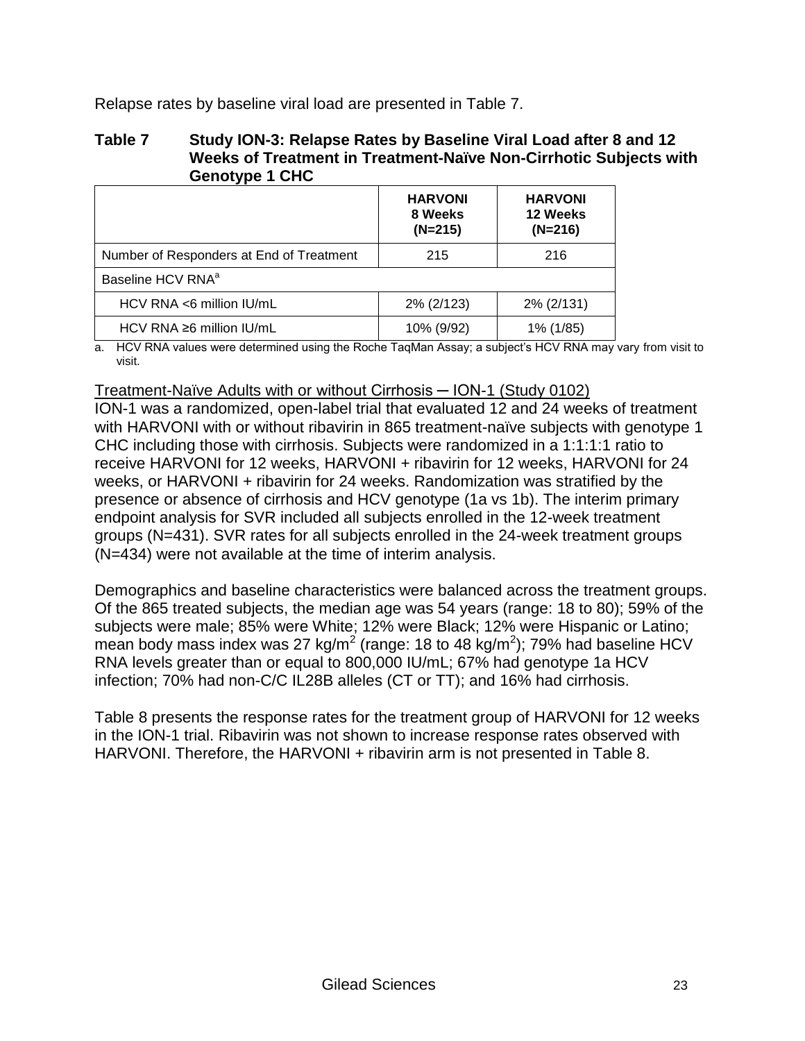Relapse rates by baseline viral load are presented in Table 7.

**Table 7 Study ION-3: Relapse Rates by Baseline Viral Load after 8 and 12 Weeks of Treatment in Treatment-Naïve Non-Cirrhotic Subjects with Genotype 1 CHC**

| | HARVONI 8 Weeks (N=215) | HARVONI 12 Weeks (N=216) |
|---|---|---|
| Number of Responders at End of Treatment | 215 | 216 |
| Baseline HCV RNA[a] | | |
| HCV RNA <6 million IU/mL | 2% (2/123) | 2% (2/131) |
| HCV RNA ≥6 million IU/mL | 10% (9/92) | 1% (1/85) |

a. HCV RNA values were determined using the Roche TaqMan Assay; a subject's HCV RNA may vary from visit to visit.

Treatment-Naïve Adults with or without Cirrhosis – ION-1 (Study 0102)

ION-1 was a randomized, open-label trial that evaluated 12 and 24 weeks of treatment with HARVONI with or without ribavirin in 865 treatment-naïve subjects with genotype 1 CHC including those with cirrhosis. Subjects were randomized in a 1:1:1:1 ratio to receive HARVONI for 12 weeks, HARVONI + ribavirin for 12 weeks, HARVONI for 24 weeks, or HARVONI + ribavirin for 24 weeks. Randomization was stratified by the presence or absence of cirrhosis and HCV genotype (1a vs 1b). The interim primary endpoint analysis for SVR included all subjects enrolled in the 12-week treatment groups (N=431). SVR rates for all subjects enrolled in the 24-week treatment groups (N=434) were not available at the time of interim analysis.

Demographics and baseline characteristics were balanced across the treatment groups. Of the 865 treated subjects, the median age was 54 years (range: 18 to 80); 59% of the subjects were male; 85% were White; 12% were Black; 12% were Hispanic or Latino; mean body mass index was 27 kg/$m^2$ (range: 18 to 48 kg/$m^2$); 79% had baseline HCV RNA levels greater than or equal to 800,000 IU/mL; 67% had genotype 1a HCV infection; 70% had non-C/C IL28B alleles (CT or TT); and 16% had cirrhosis.

Table 8 presents the response rates for the treatment group of HARVONI for 12 weeks in the ION-1 trial. Ribavirin was not shown to increase response rates observed with HARVONI. Therefore, the HARVONI + ribavirin arm is not presented in Table 8.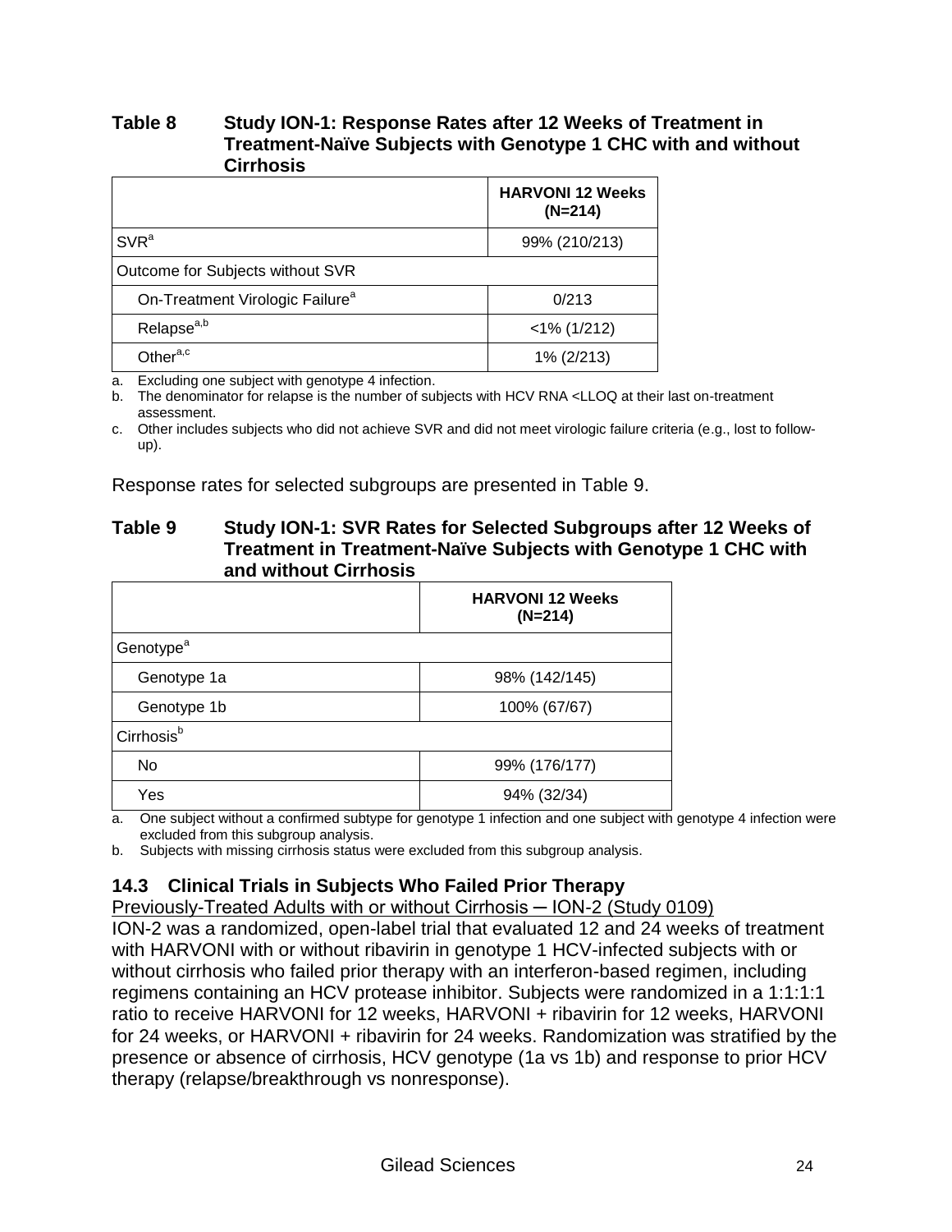**Table 8 Study ION-1: Response Rates after 12 Weeks of Treatment in Treatment-Naïve Subjects with Genotype 1 CHC with and without Cirrhosis**

| | HARVONI 12 Weeks (N=214) |
|---|---|
| SVR[a] | 99% (210/213) |
| Outcome for Subjects without SVR | |
| On-Treatment Virologic Failure[a] | 0/213 |
| Relapse[a,b] | <1% (1/212) |
| Other[a,c] | 1% (2/213) |

a. Excluding one subject with genotype 4 infection.
b. The denominator for relapse is the number of subjects with HCV RNA <LLOQ at their last on-treatment assessment.
c. Other includes subjects who did not achieve SVR and did not meet virologic failure criteria (e.g., lost to follow-up).

Response rates for selected subgroups are presented in Table 9.

**Table 9 Study ION-1: SVR Rates for Selected Subgroups after 12 Weeks of Treatment in Treatment-Naïve Subjects with Genotype 1 CHC with and without Cirrhosis**

| | HARVONI 12 Weeks (N=214) |
|---|---|
| Genotype[a] | |
| Genotype 1a | 98% (142/145) |
| Genotype 1b | 100% (67/67) |
| Cirrhosis[b] | |
| No | 99% (176/177) |
| Yes | 94% (32/34) |

a. One subject without a confirmed subtype for genotype 1 infection and one subject with genotype 4 infection were excluded from this subgroup analysis.
b. Subjects with missing cirrhosis status were excluded from this subgroup analysis.

## 14.3 Clinical Trials in Subjects Who Failed Prior Therapy

Previously-Treated Adults with or without Cirrhosis – ION-2 (Study 0109)

ION-2 was a randomized, open-label trial that evaluated 12 and 24 weeks of treatment with HARVONI with or without ribavirin in genotype 1 HCV-infected subjects with or without cirrhosis who failed prior therapy with an interferon-based regimen, including regimens containing an HCV protease inhibitor. Subjects were randomized in a 1:1:1:1 ratio to receive HARVONI for 12 weeks, HARVONI + ribavirin for 12 weeks, HARVONI for 24 weeks, or HARVONI + ribavirin for 24 weeks. Randomization was stratified by the presence or absence of cirrhosis, HCV genotype (1a vs 1b) and response to prior HCV therapy (relapse/breakthrough vs nonresponse).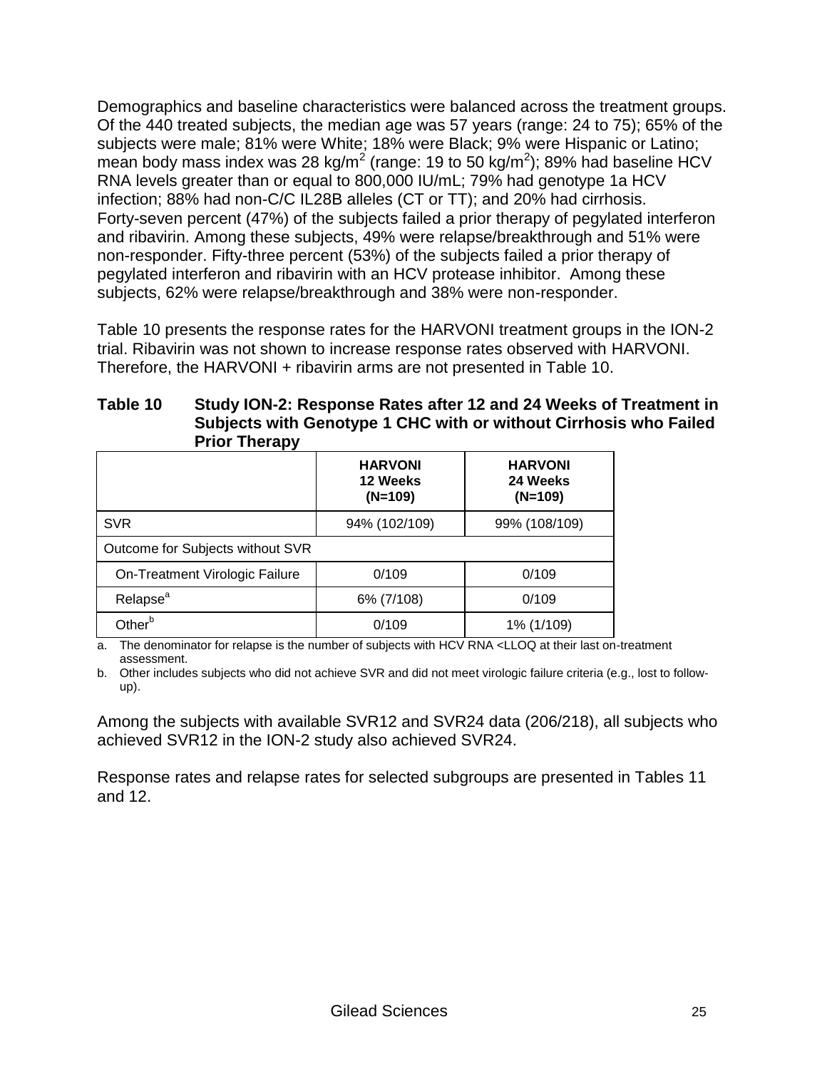Demographics and baseline characteristics were balanced across the treatment groups. Of the 440 treated subjects, the median age was 57 years (range: 24 to 75); 65% of the subjects were male; 81% were White; 18% were Black; 9% were Hispanic or Latino; mean body mass index was 28 kg/m$^2$ (range: 19 to 50 kg/m$^2$); 89% had baseline HCV RNA levels greater than or equal to 800,000 IU/mL; 79% had genotype 1a HCV infection; 88% had non-C/C IL28B alleles (CT or TT); and 20% had cirrhosis. Forty-seven percent (47%) of the subjects failed a prior therapy of pegylated interferon and ribavirin. Among these subjects, 49% were relapse/breakthrough and 51% were non-responder. Fifty-three percent (53%) of the subjects failed a prior therapy of pegylated interferon and ribavirin with an HCV protease inhibitor. Among these subjects, 62% were relapse/breakthrough and 38% were non-responder.

Table 10 presents the response rates for the HARVONI treatment groups in the ION-2 trial. Ribavirin was not shown to increase response rates observed with HARVONI. Therefore, the HARVONI + ribavirin arms are not presented in Table 10.

**Table 10 Study ION-2: Response Rates after 12 and 24 Weeks of Treatment in Subjects with Genotype 1 CHC with or without Cirrhosis who Failed Prior Therapy**

| | **HARVONI 12 Weeks (N=109)** | **HARVONI 24 Weeks (N=109)** |
|---|---|---|
| SVR | 94% (102/109) | 99% (108/109) |
| Outcome for Subjects without SVR | | |
| On-Treatment Virologic Failure | 0/109 | 0/109 |
| Relapse[a] | 6% (7/108) | 0/109 |
| Other[b] | 0/109 | 1% (1/109) |

a. The denominator for relapse is the number of subjects with HCV RNA <LLOQ at their last on-treatment assessment.

b. Other includes subjects who did not achieve SVR and did not meet virologic failure criteria (e.g., lost to follow-up).

Among the subjects with available SVR12 and SVR24 data (206/218), all subjects who achieved SVR12 in the ION-2 study also achieved SVR24.

Response rates and relapse rates for selected subgroups are presented in Tables 11 and 12.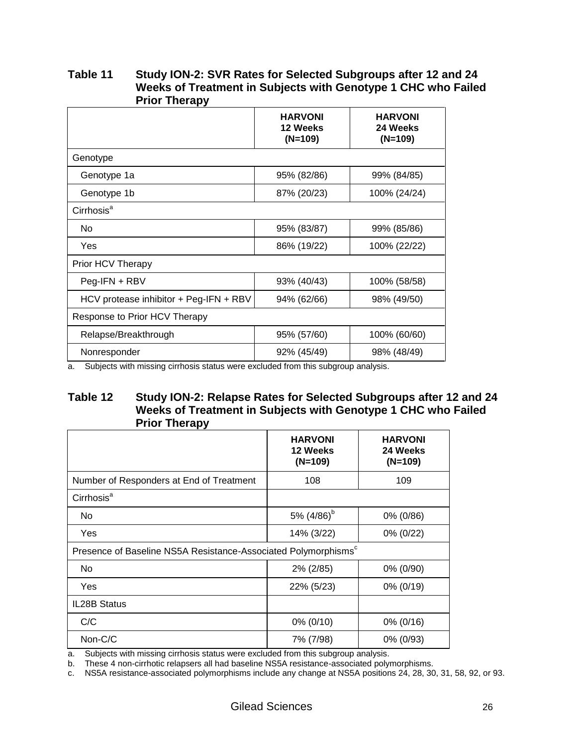**Table 11 Study ION-2: SVR Rates for Selected Subgroups after 12 and 24 Weeks of Treatment in Subjects with Genotype 1 CHC who Failed Prior Therapy**

| | HARVONI 12 Weeks (N=109) | HARVONI 24 Weeks (N=109) |
|---|---|---|
| Genotype | | |
| Genotype 1a | 95% (82/86) | 99% (84/85) |
| Genotype 1b | 87% (20/23) | 100% (24/24) |
| Cirrhosis[a] | | |
| No | 95% (83/87) | 99% (85/86) |
| Yes | 86% (19/22) | 100% (22/22) |
| Prior HCV Therapy | | |
| Peg-IFN + RBV | 93% (40/43) | 100% (58/58) |
| HCV protease inhibitor + Peg-IFN + RBV | 94% (62/66) | 98% (49/50) |
| Response to Prior HCV Therapy | | |
| Relapse/Breakthrough | 95% (57/60) | 100% (60/60) |
| Nonresponder | 92% (45/49) | 98% (48/49) |

a. Subjects with missing cirrhosis status were excluded from this subgroup analysis.

**Table 12 Study ION-2: Relapse Rates for Selected Subgroups after 12 and 24 Weeks of Treatment in Subjects with Genotype 1 CHC who Failed Prior Therapy**

| | HARVONI 12 Weeks (N=109) | HARVONI 24 Weeks (N=109) |
|---|---|---|
| Number of Responders at End of Treatment | 108 | 109 |
| Cirrhosis[a] | | |
| No | 5% (4/86)[b] | 0% (0/86) |
| Yes | 14% (3/22) | 0% (0/22) |
| Presence of Baseline NS5A Resistance-Associated Polymorphisms[c] | | |
| No | 2% (2/85) | 0% (0/90) |
| Yes | 22% (5/23) | 0% (0/19) |
| IL28B Status | | |
| C/C | 0% (0/10) | 0% (0/16) |
| Non-C/C | 7% (7/98) | 0% (0/93) |

a. Subjects with missing cirrhosis status were excluded from this subgroup analysis.
b. These 4 non-cirrhotic relapsers all had baseline NS5A resistance-associated polymorphisms.
c. NS5A resistance-associated polymorphisms include any change at NS5A positions 24, 28, 30, 31, 58, 92, or 93.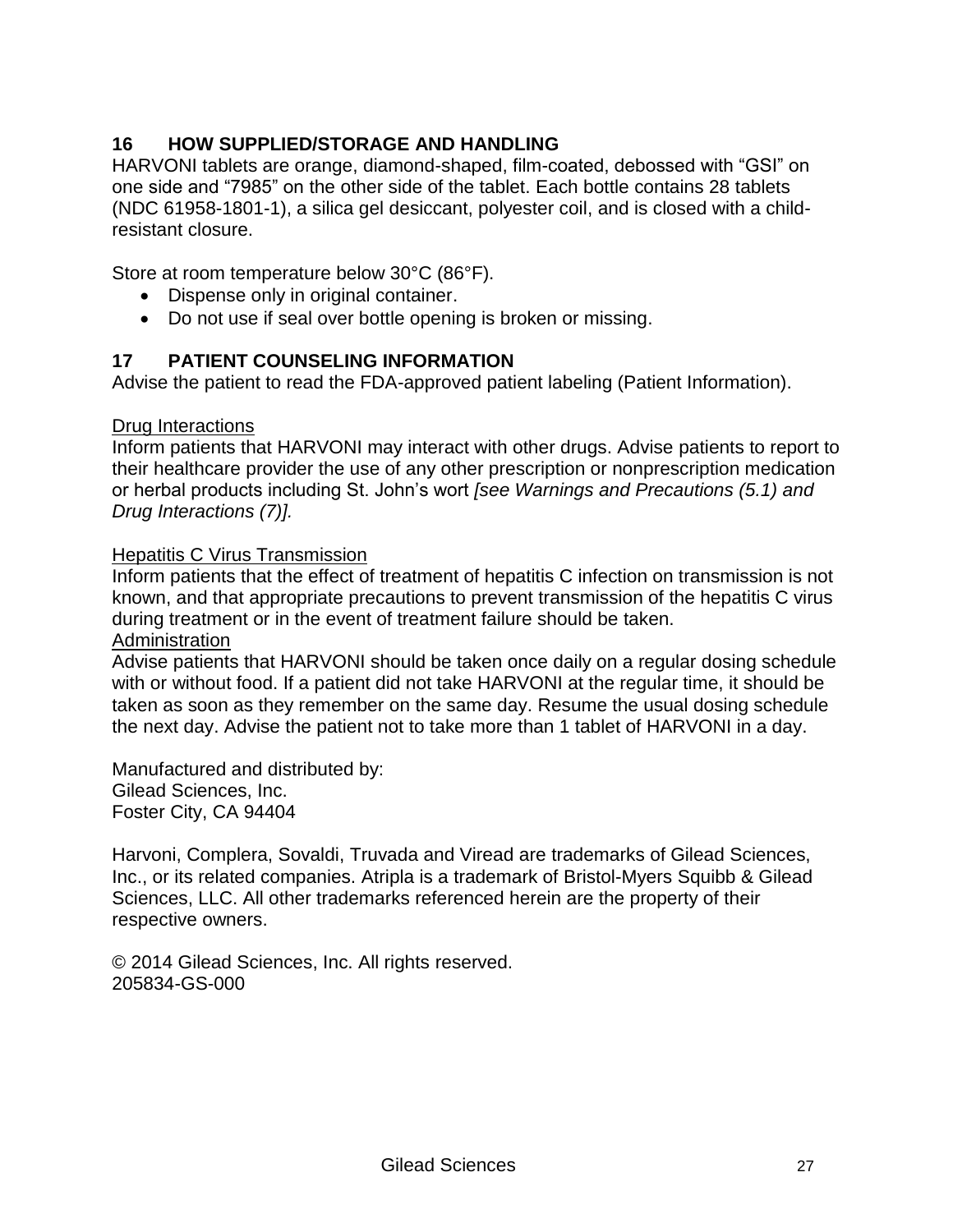## 16 HOW SUPPLIED/STORAGE AND HANDLING

HARVONI tablets are orange, diamond-shaped, film-coated, debossed with "GSI" on one side and "7985" on the other side of the tablet. Each bottle contains 28 tablets (NDC 61958-1801-1), a silica gel desiccant, polyester coil, and is closed with a child-resistant closure.

Store at room temperature below 30°C (86°F).

- Dispense only in original container.
- Do not use if seal over bottle opening is broken or missing.

## 17 PATIENT COUNSELING INFORMATION

Advise the patient to read the FDA-approved patient labeling (Patient Information).

Drug Interactions

Inform patients that HARVONI may interact with other drugs. Advise patients to report to their healthcare provider the use of any other prescription or nonprescription medication or herbal products including St. John's wort *[see Warnings and Precautions (5.1) and Drug Interactions (7)].*

Hepatitis C Virus Transmission

Inform patients that the effect of treatment of hepatitis C infection on transmission is not known, and that appropriate precautions to prevent transmission of the hepatitis C virus during treatment or in the event of treatment failure should be taken.

Administration

Advise patients that HARVONI should be taken once daily on a regular dosing schedule with or without food. If a patient did not take HARVONI at the regular time, it should be taken as soon as they remember on the same day. Resume the usual dosing schedule the next day. Advise the patient not to take more than 1 tablet of HARVONI in a day.

Manufactured and distributed by:
Gilead Sciences, Inc.
Foster City, CA 94404

Harvoni, Complera, Sovaldi, Truvada and Viread are trademarks of Gilead Sciences, Inc., or its related companies. Atripla is a trademark of Bristol-Myers Squibb & Gilead Sciences, LLC. All other trademarks referenced herein are the property of their respective owners.

© 2014 Gilead Sciences, Inc. All rights reserved.
205834-GS-000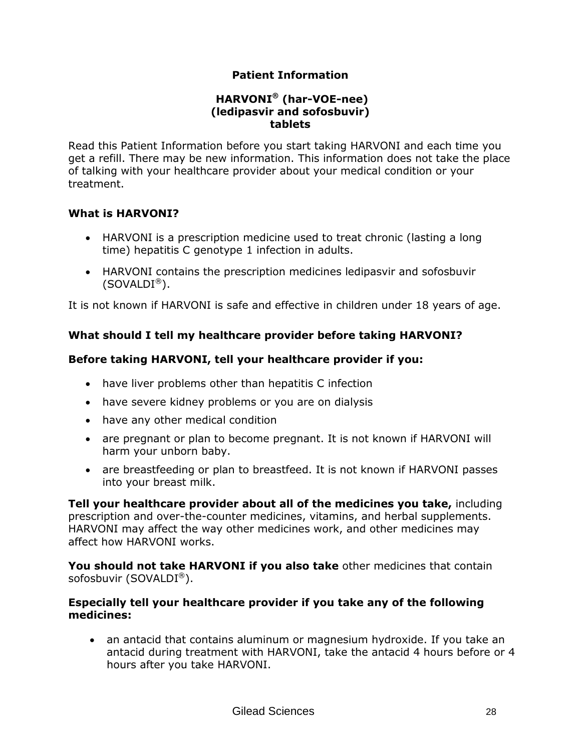# Patient Information

## HARVONI® (har-VOE-nee)
## (ledipasvir and sofosbuvir)
## tablets

Read this Patient Information before you start taking HARVONI and each time you get a refill. There may be new information. This information does not take the place of talking with your healthcare provider about your medical condition or your treatment.

### What is HARVONI?

- HARVONI is a prescription medicine used to treat chronic (lasting a long time) hepatitis C genotype 1 infection in adults.
- HARVONI contains the prescription medicines ledipasvir and sofosbuvir (SOVALDI®).

It is not known if HARVONI is safe and effective in children under 18 years of age.

### What should I tell my healthcare provider before taking HARVONI?

**Before taking HARVONI, tell your healthcare provider if you:**

- have liver problems other than hepatitis C infection
- have severe kidney problems or you are on dialysis
- have any other medical condition
- are pregnant or plan to become pregnant. It is not known if HARVONI will harm your unborn baby.
- are breastfeeding or plan to breastfeed. It is not known if HARVONI passes into your breast milk.

**Tell your healthcare provider about all of the medicines you take,** including prescription and over-the-counter medicines, vitamins, and herbal supplements. HARVONI may affect the way other medicines work, and other medicines may affect how HARVONI works.

**You should not take HARVONI if you also take** other medicines that contain sofosbuvir (SOVALDI®).

**Especially tell your healthcare provider if you take any of the following medicines:**

- an antacid that contains aluminum or magnesium hydroxide. If you take an antacid during treatment with HARVONI, take the antacid 4 hours before or 4 hours after you take HARVONI.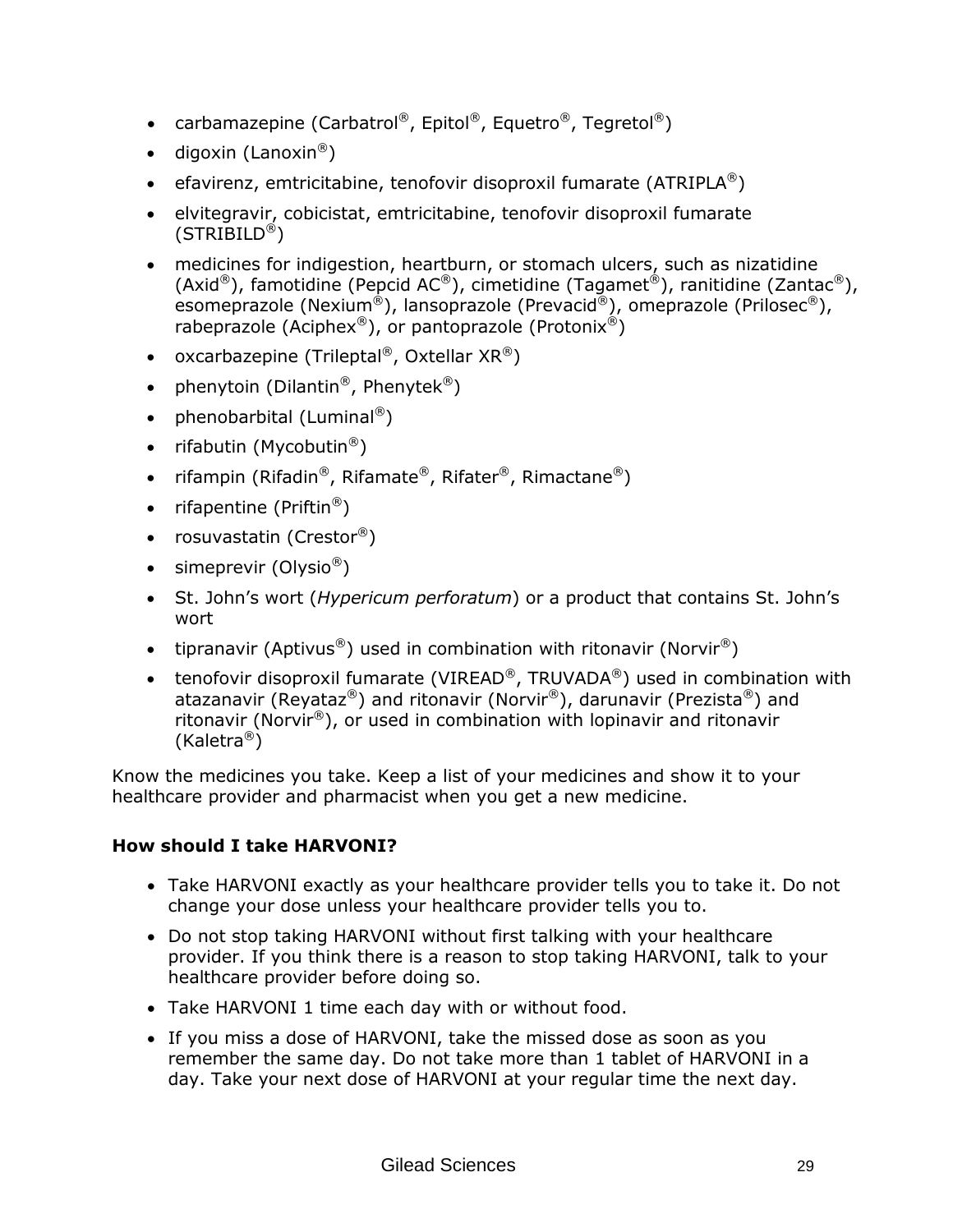- carbamazepine (Carbatrol®, Epitol®, Equetro®, Tegretol®)
- digoxin (Lanoxin®)
- efavirenz, emtricitabine, tenofovir disoproxil fumarate (ATRIPLA®)
- elvitegravir, cobicistat, emtricitabine, tenofovir disoproxil fumarate (STRIBILD®)
- medicines for indigestion, heartburn, or stomach ulcers, such as nizatidine (Axid®), famotidine (Pepcid AC®), cimetidine (Tagamet®), ranitidine (Zantac®), esomeprazole (Nexium®), lansoprazole (Prevacid®), omeprazole (Prilosec®), rabeprazole (Aciphex®), or pantoprazole (Protonix®)
- oxcarbazepine (Trileptal®, Oxtellar XR®)
- phenytoin (Dilantin®, Phenytek®)
- phenobarbital (Luminal®)
- rifabutin (Mycobutin®)
- rifampin (Rifadin®, Rifamate®, Rifater®, Rimactane®)
- rifapentine (Priftin®)
- rosuvastatin (Crestor®)
- simeprevir (Olysio®)
- St. John's wort (*Hypericum perforatum*) or a product that contains St. John's wort
- tipranavir (Aptivus®) used in combination with ritonavir (Norvir®)
- tenofovir disoproxil fumarate (VIREAD®, TRUVADA®) used in combination with atazanavir (Reyataz®) and ritonavir (Norvir®), darunavir (Prezista®) and ritonavir (Norvir®), or used in combination with lopinavir and ritonavir (Kaletra®)

Know the medicines you take. Keep a list of your medicines and show it to your healthcare provider and pharmacist when you get a new medicine.

**How should I take HARVONI?**

- Take HARVONI exactly as your healthcare provider tells you to take it. Do not change your dose unless your healthcare provider tells you to.
- Do not stop taking HARVONI without first talking with your healthcare provider. If you think there is a reason to stop taking HARVONI, talk to your healthcare provider before doing so.
- Take HARVONI 1 time each day with or without food.
- If you miss a dose of HARVONI, take the missed dose as soon as you remember the same day. Do not take more than 1 tablet of HARVONI in a day. Take your next dose of HARVONI at your regular time the next day.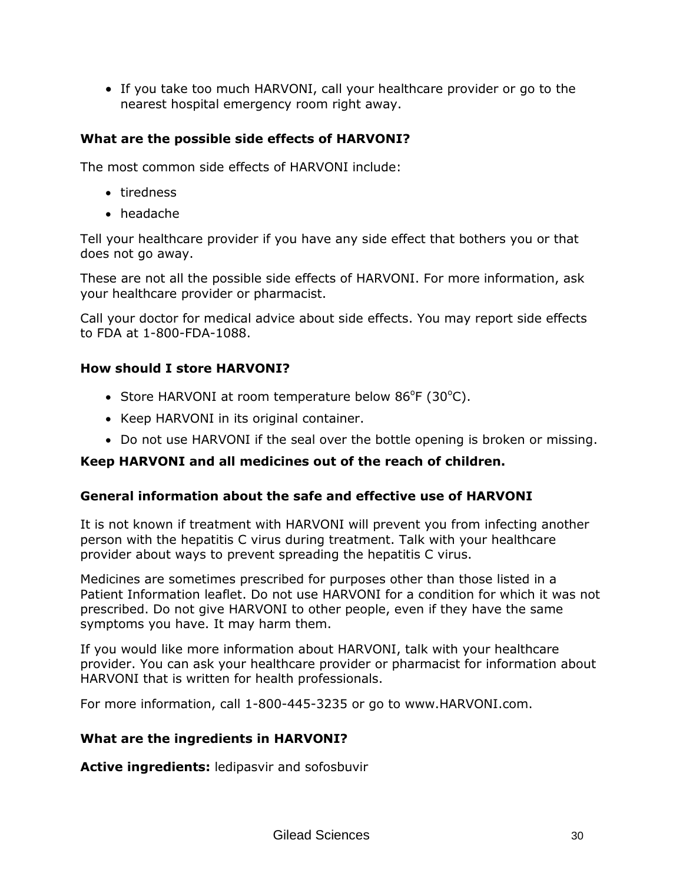- If you take too much HARVONI, call your healthcare provider or go to the nearest hospital emergency room right away.

**What are the possible side effects of HARVONI?**

The most common side effects of HARVONI include:

- tiredness
- headache

Tell your healthcare provider if you have any side effect that bothers you or that does not go away.

These are not all the possible side effects of HARVONI. For more information, ask your healthcare provider or pharmacist.

Call your doctor for medical advice about side effects. You may report side effects to FDA at 1-800-FDA-1088.

**How should I store HARVONI?**

- Store HARVONI at room temperature below 86°F (30°C).
- Keep HARVONI in its original container.
- Do not use HARVONI if the seal over the bottle opening is broken or missing.

**Keep HARVONI and all medicines out of the reach of children.**

**General information about the safe and effective use of HARVONI**

It is not known if treatment with HARVONI will prevent you from infecting another person with the hepatitis C virus during treatment. Talk with your healthcare provider about ways to prevent spreading the hepatitis C virus.

Medicines are sometimes prescribed for purposes other than those listed in a Patient Information leaflet. Do not use HARVONI for a condition for which it was not prescribed. Do not give HARVONI to other people, even if they have the same symptoms you have. It may harm them.

If you would like more information about HARVONI, talk with your healthcare provider. You can ask your healthcare provider or pharmacist for information about HARVONI that is written for health professionals.

For more information, call 1-800-445-3235 or go to www.HARVONI.com.

**What are the ingredients in HARVONI?**

**Active ingredients:** ledipasvir and sofosbuvir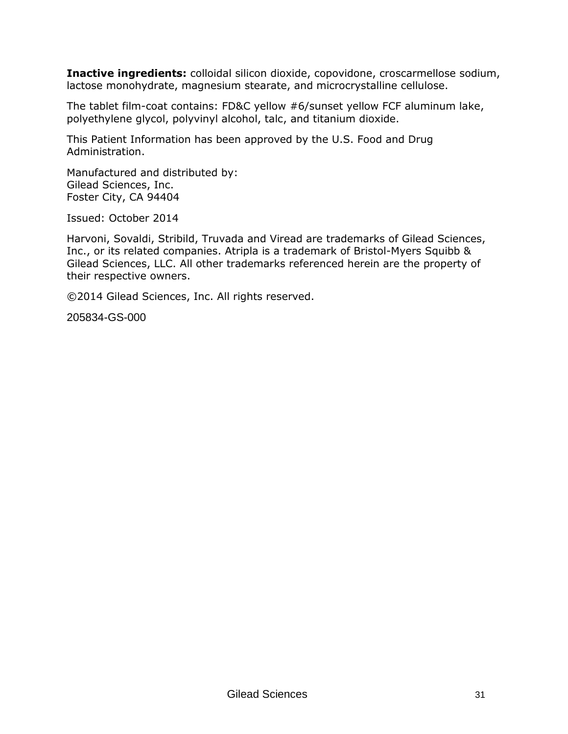**Inactive ingredients:** colloidal silicon dioxide, copovidone, croscarmellose sodium, lactose monohydrate, magnesium stearate, and microcrystalline cellulose.

The tablet film-coat contains: FD&C yellow #6/sunset yellow FCF aluminum lake, polyethylene glycol, polyvinyl alcohol, talc, and titanium dioxide.

This Patient Information has been approved by the U.S. Food and Drug Administration.

Manufactured and distributed by:
Gilead Sciences, Inc.
Foster City, CA 94404

Issued: October 2014

Harvoni, Sovaldi, Stribild, Truvada and Viread are trademarks of Gilead Sciences, Inc., or its related companies. Atripla is a trademark of Bristol-Myers Squibb & Gilead Sciences, LLC. All other trademarks referenced herein are the property of their respective owners.

©2014 Gilead Sciences, Inc. All rights reserved.

205834-GS-000